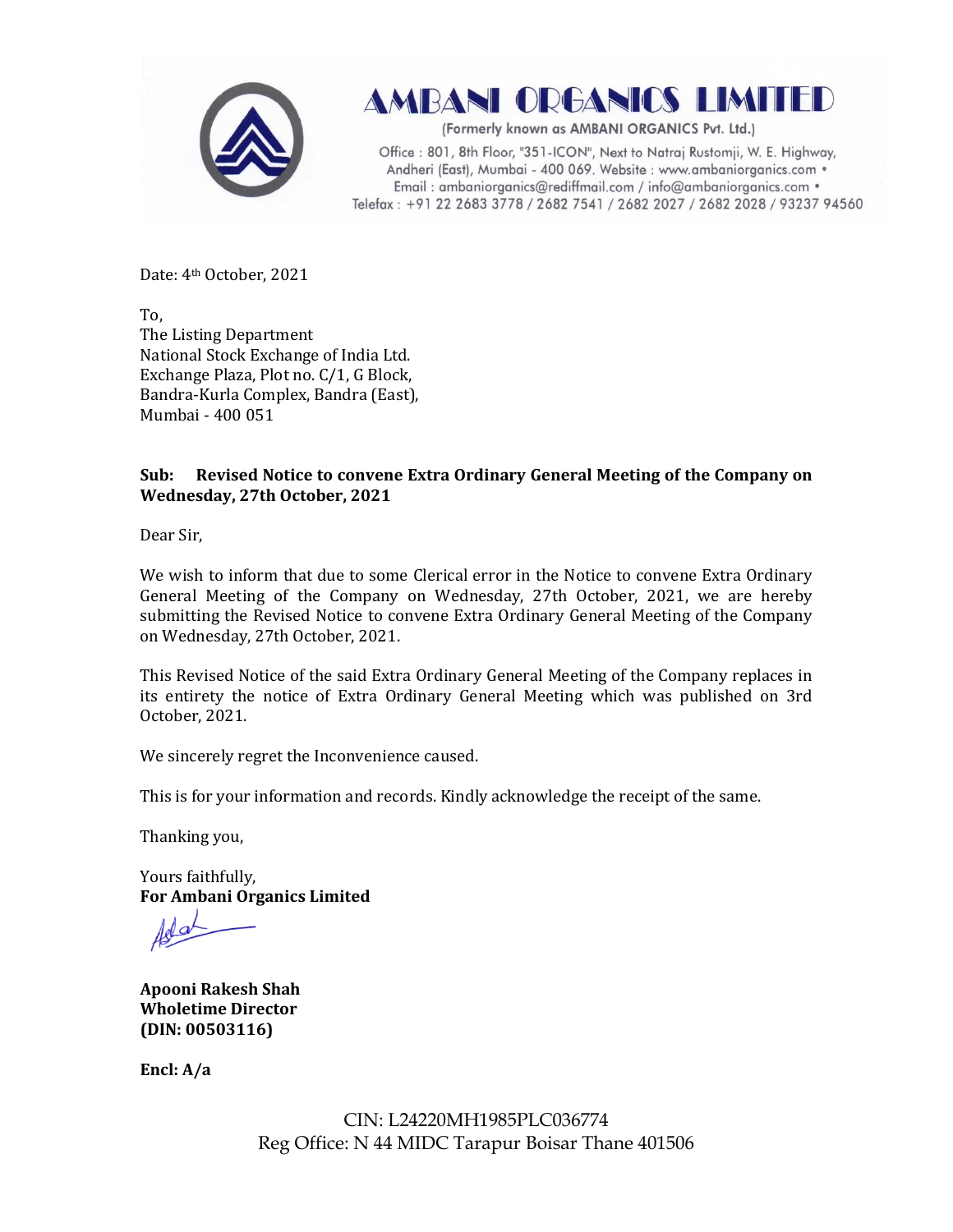# AMBANI ORGANICS LIMITED

(Formerly known as AMBANI ORGANICS Pvt. Ltd.)

Office : 801, 8th Floor, "351-ICON", Next to Natraj Rustomji, W. E. Highway, Andheri (East), Mumbai - 400 069. Website : www.ambaniorganics.com • Email : ambaniorganics@rediffmail.com / info@ambaniorganics.com • Telefax : +91 22 2683 3778 / 2682 7541 / 2682 2027 / 2682 2028 / 93237 94560

Date: 4th October, 2021

To,
The Listing Department
National Stock Exchange of India Ltd.
Exchange Plaza, Plot no. C/1, G Block,
Bandra-Kurla Complex, Bandra (East),
Mumbai - 400 051

**Sub: Revised Notice to convene Extra Ordinary General Meeting of the Company on Wednesday, 27th October, 2021**

Dear Sir,

We wish to inform that due to some Clerical error in the Notice to convene Extra Ordinary General Meeting of the Company on Wednesday, 27th October, 2021, we are hereby submitting the Revised Notice to convene Extra Ordinary General Meeting of the Company on Wednesday, 27th October, 2021.

This Revised Notice of the said Extra Ordinary General Meeting of the Company replaces in its entirety the notice of Extra Ordinary General Meeting which was published on 3rd October, 2021.

We sincerely regret the Inconvenience caused.

This is for your information and records. Kindly acknowledge the receipt of the same.

Thanking you,

Yours faithfully,
**For Ambani Organics Limited**

**Apooni Rakesh Shah**
**Wholetime Director**
**(DIN: 00503116)**

**Encl: A/a**

CIN: L24220MH1985PLC036774
Reg Office: N 44 MIDC Tarapur Boisar Thane 401506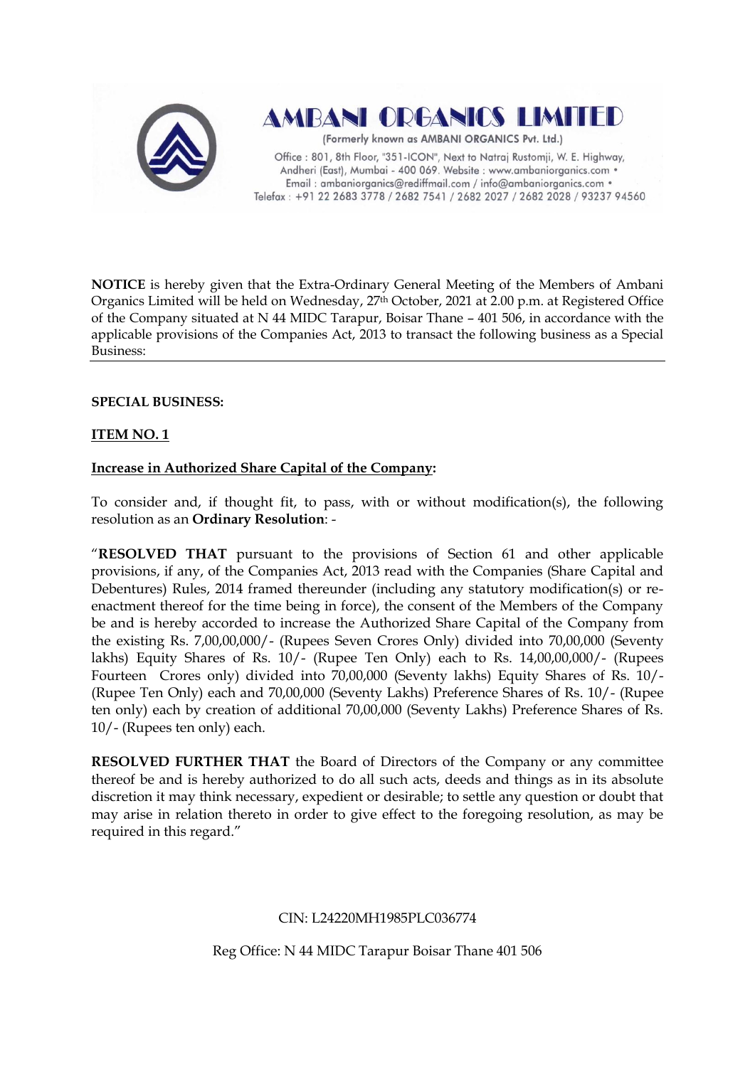# AMBANI ORGANICS LIMITED

(Formerly known as AMBANI ORGANICS Pvt. Ltd.)

Office : 801, 8th Floor, "351-ICON", Next to Natraj Rustomji, W. E. Highway, Andheri (East), Mumbai - 400 069. Website : www.ambaniorganics.com • Email : ambaniorganics@rediffmail.com / info@ambaniorganics.com • Telefax : +91 22 2683 3778 / 2682 7541 / 2682 2027 / 2682 2028 / 93237 94560

---

**NOTICE** is hereby given that the Extra-Ordinary General Meeting of the Members of Ambani Organics Limited will be held on Wednesday, 27th October, 2021 at 2.00 p.m. at Registered Office of the Company situated at N 44 MIDC Tarapur, Boisar Thane – 401 506, in accordance with the applicable provisions of the Companies Act, 2013 to transact the following business as a Special Business:

---

**SPECIAL BUSINESS:**

**ITEM NO. 1**

**Increase in Authorized Share Capital of the Company:**

To consider and, if thought fit, to pass, with or without modification(s), the following resolution as an **Ordinary Resolution**: -

"**RESOLVED THAT** pursuant to the provisions of Section 61 and other applicable provisions, if any, of the Companies Act, 2013 read with the Companies (Share Capital and Debentures) Rules, 2014 framed thereunder (including any statutory modification(s) or re-enactment thereof for the time being in force), the consent of the Members of the Company be and is hereby accorded to increase the Authorized Share Capital of the Company from the existing Rs. 7,00,00,000/- (Rupees Seven Crores Only) divided into 70,00,000 (Seventy lakhs) Equity Shares of Rs. 10/- (Rupee Ten Only) each to Rs. 14,00,00,000/- (Rupees Fourteen Crores only) divided into 70,00,000 (Seventy lakhs) Equity Shares of Rs. 10/- (Rupee Ten Only) each and 70,00,000 (Seventy Lakhs) Preference Shares of Rs. 10/- (Rupee ten only) each by creation of additional 70,00,000 (Seventy Lakhs) Preference Shares of Rs. 10/- (Rupees ten only) each.

**RESOLVED FURTHER THAT** the Board of Directors of the Company or any committee thereof be and is hereby authorized to do all such acts, deeds and things as in its absolute discretion it may think necessary, expedient or desirable; to settle any question or doubt that may arise in relation thereto in order to give effect to the foregoing resolution, as may be required in this regard."

CIN: L24220MH1985PLC036774

Reg Office: N 44 MIDC Tarapur Boisar Thane 401 506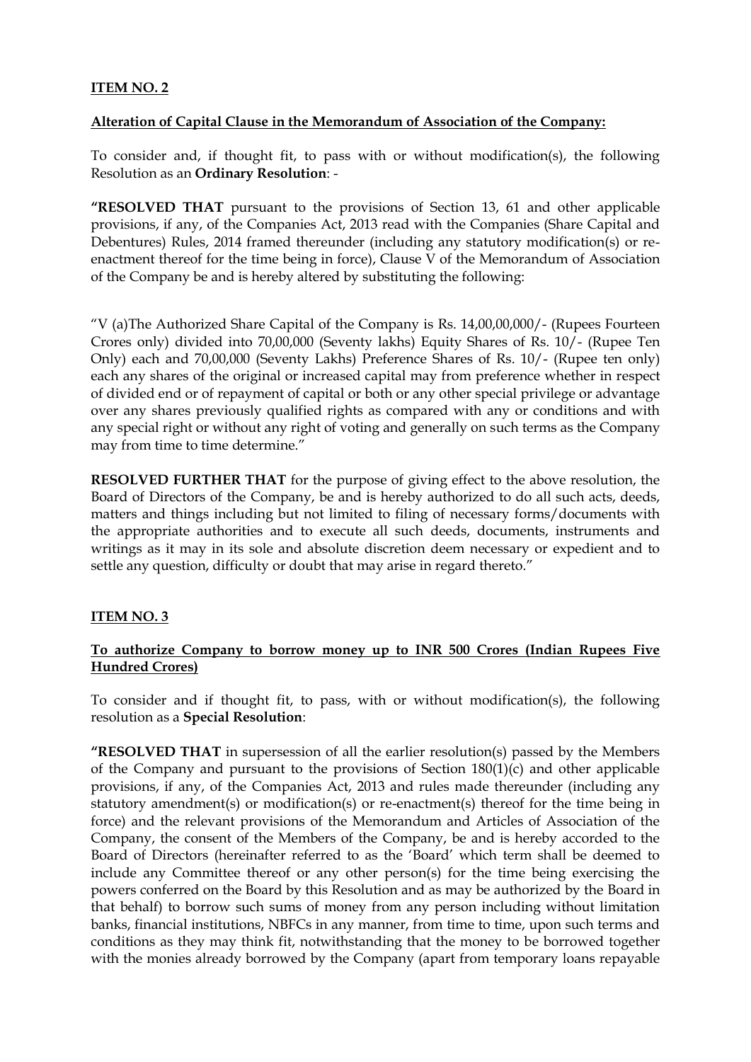**ITEM NO. 2**

**Alteration of Capital Clause in the Memorandum of Association of the Company:**

To consider and, if thought fit, to pass with or without modification(s), the following Resolution as an **Ordinary Resolution**: -

**"RESOLVED THAT** pursuant to the provisions of Section 13, 61 and other applicable provisions, if any, of the Companies Act, 2013 read with the Companies (Share Capital and Debentures) Rules, 2014 framed thereunder (including any statutory modification(s) or re-enactment thereof for the time being in force), Clause V of the Memorandum of Association of the Company be and is hereby altered by substituting the following:

"V (a)The Authorized Share Capital of the Company is Rs. 14,00,00,000/- (Rupees Fourteen Crores only) divided into 70,00,000 (Seventy lakhs) Equity Shares of Rs. 10/- (Rupee Ten Only) each and 70,00,000 (Seventy Lakhs) Preference Shares of Rs. 10/- (Rupee ten only) each any shares of the original or increased capital may from preference whether in respect of divided end or of repayment of capital or both or any other special privilege or advantage over any shares previously qualified rights as compared with any or conditions and with any special right or without any right of voting and generally on such terms as the Company may from time to time determine."

**RESOLVED FURTHER THAT** for the purpose of giving effect to the above resolution, the Board of Directors of the Company, be and is hereby authorized to do all such acts, deeds, matters and things including but not limited to filing of necessary forms/documents with the appropriate authorities and to execute all such deeds, documents, instruments and writings as it may in its sole and absolute discretion deem necessary or expedient and to settle any question, difficulty or doubt that may arise in regard thereto."

**ITEM NO. 3**

**To authorize Company to borrow money up to INR 500 Crores (Indian Rupees Five Hundred Crores)**

To consider and if thought fit, to pass, with or without modification(s), the following resolution as a **Special Resolution**:

**"RESOLVED THAT** in supersession of all the earlier resolution(s) passed by the Members of the Company and pursuant to the provisions of Section 180(1)(c) and other applicable provisions, if any, of the Companies Act, 2013 and rules made thereunder (including any statutory amendment(s) or modification(s) or re-enactment(s) thereof for the time being in force) and the relevant provisions of the Memorandum and Articles of Association of the Company, the consent of the Members of the Company, be and is hereby accorded to the Board of Directors (hereinafter referred to as the 'Board' which term shall be deemed to include any Committee thereof or any other person(s) for the time being exercising the powers conferred on the Board by this Resolution and as may be authorized by the Board in that behalf) to borrow such sums of money from any person including without limitation banks, financial institutions, NBFCs in any manner, from time to time, upon such terms and conditions as they may think fit, notwithstanding that the money to be borrowed together with the monies already borrowed by the Company (apart from temporary loans repayable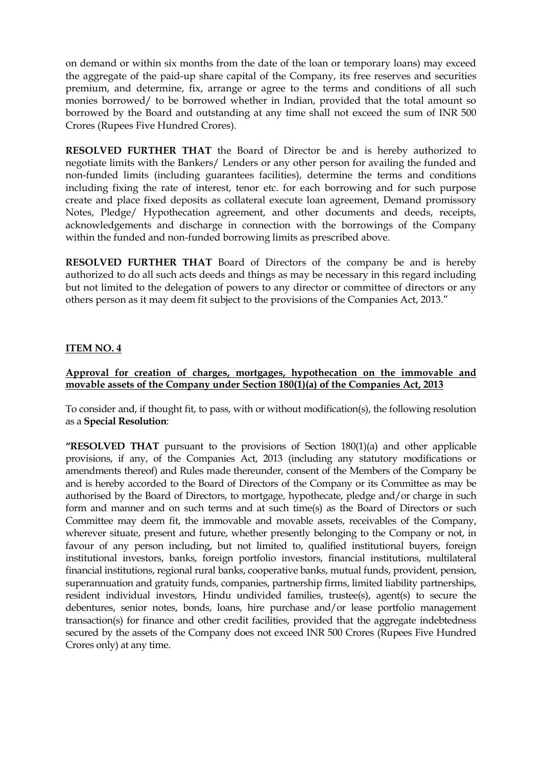on demand or within six months from the date of the loan or temporary loans) may exceed the aggregate of the paid-up share capital of the Company, its free reserves and securities premium, and determine, fix, arrange or agree to the terms and conditions of all such monies borrowed/ to be borrowed whether in Indian, provided that the total amount so borrowed by the Board and outstanding at any time shall not exceed the sum of INR 500 Crores (Rupees Five Hundred Crores).

**RESOLVED FURTHER THAT** the Board of Director be and is hereby authorized to negotiate limits with the Bankers/ Lenders or any other person for availing the funded and non-funded limits (including guarantees facilities), determine the terms and conditions including fixing the rate of interest, tenor etc. for each borrowing and for such purpose create and place fixed deposits as collateral execute loan agreement, Demand promissory Notes, Pledge/ Hypothecation agreement, and other documents and deeds, receipts, acknowledgements and discharge in connection with the borrowings of the Company within the funded and non-funded borrowing limits as prescribed above.

**RESOLVED FURTHER THAT** Board of Directors of the company be and is hereby authorized to do all such acts deeds and things as may be necessary in this regard including but not limited to the delegation of powers to any director or committee of directors or any others person as it may deem fit subject to the provisions of the Companies Act, 2013."

**ITEM NO. 4**

**Approval for creation of charges, mortgages, hypothecation on the immovable and movable assets of the Company under Section 180(1)(a) of the Companies Act, 2013**

To consider and, if thought fit, to pass, with or without modification(s), the following resolution as a **Special Resolution**:

**"RESOLVED THAT** pursuant to the provisions of Section 180(1)(a) and other applicable provisions, if any, of the Companies Act, 2013 (including any statutory modifications or amendments thereof) and Rules made thereunder, consent of the Members of the Company be and is hereby accorded to the Board of Directors of the Company or its Committee as may be authorised by the Board of Directors, to mortgage, hypothecate, pledge and/or charge in such form and manner and on such terms and at such time(s) as the Board of Directors or such Committee may deem fit, the immovable and movable assets, receivables of the Company, wherever situate, present and future, whether presently belonging to the Company or not, in favour of any person including, but not limited to, qualified institutional buyers, foreign institutional investors, banks, foreign portfolio investors, financial institutions, multilateral financial institutions, regional rural banks, cooperative banks, mutual funds, provident, pension, superannuation and gratuity funds, companies, partnership firms, limited liability partnerships, resident individual investors, Hindu undivided families, trustee(s), agent(s) to secure the debentures, senior notes, bonds, loans, hire purchase and/or lease portfolio management transaction(s) for finance and other credit facilities, provided that the aggregate indebtedness secured by the assets of the Company does not exceed INR 500 Crores (Rupees Five Hundred Crores only) at any time.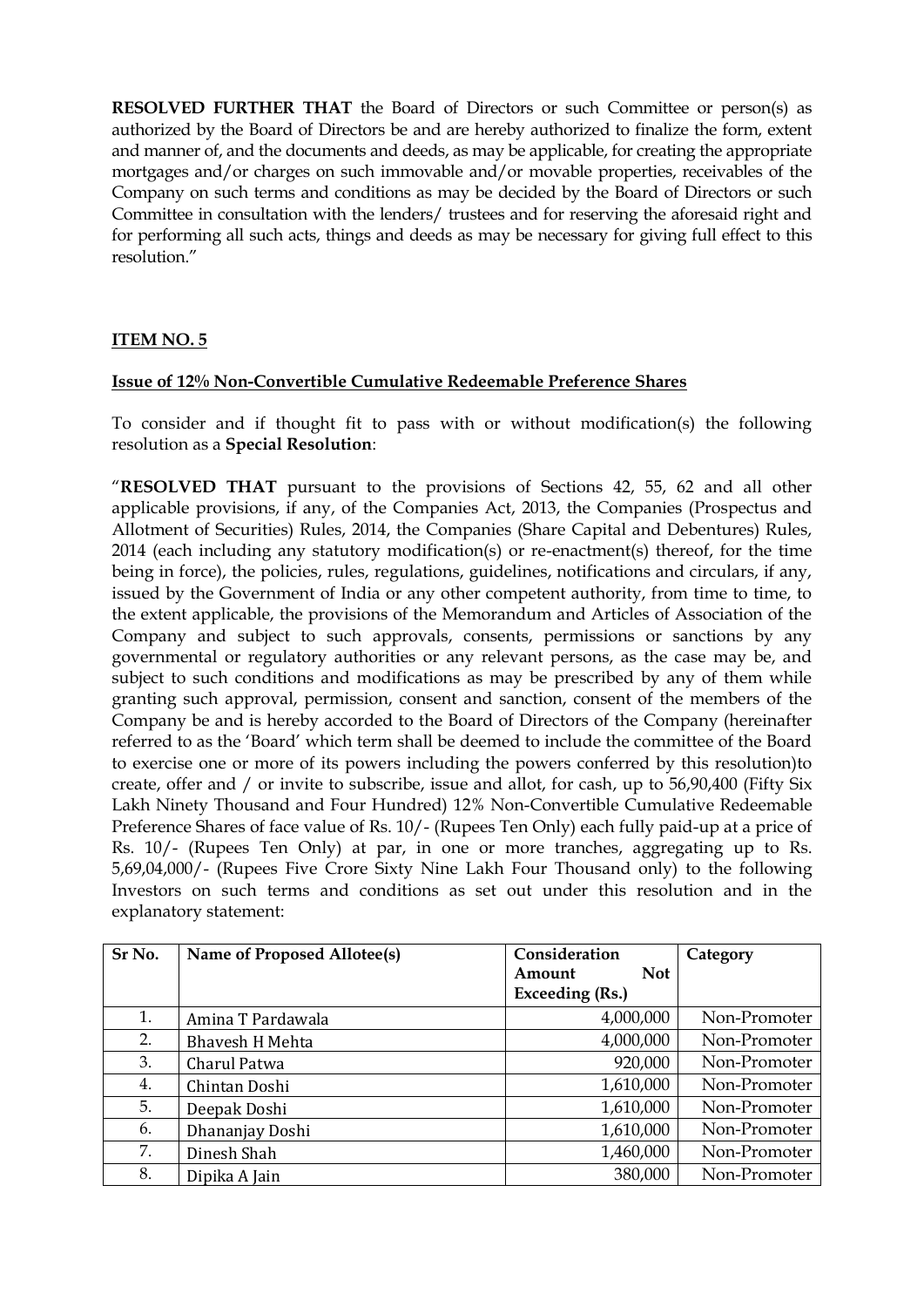**RESOLVED FURTHER THAT** the Board of Directors or such Committee or person(s) as authorized by the Board of Directors be and are hereby authorized to finalize the form, extent and manner of, and the documents and deeds, as may be applicable, for creating the appropriate mortgages and/or charges on such immovable and/or movable properties, receivables of the Company on such terms and conditions as may be decided by the Board of Directors or such Committee in consultation with the lenders/ trustees and for reserving the aforesaid right and for performing all such acts, things and deeds as may be necessary for giving full effect to this resolution."

**ITEM NO. 5**

**Issue of 12% Non-Convertible Cumulative Redeemable Preference Shares**

To consider and if thought fit to pass with or without modification(s) the following resolution as a **Special Resolution**:

"**RESOLVED THAT** pursuant to the provisions of Sections 42, 55, 62 and all other applicable provisions, if any, of the Companies Act, 2013, the Companies (Prospectus and Allotment of Securities) Rules, 2014, the Companies (Share Capital and Debentures) Rules, 2014 (each including any statutory modification(s) or re-enactment(s) thereof, for the time being in force), the policies, rules, regulations, guidelines, notifications and circulars, if any, issued by the Government of India or any other competent authority, from time to time, to the extent applicable, the provisions of the Memorandum and Articles of Association of the Company and subject to such approvals, consents, permissions or sanctions by any governmental or regulatory authorities or any relevant persons, as the case may be, and subject to such conditions and modifications as may be prescribed by any of them while granting such approval, permission, consent and sanction, consent of the members of the Company be and is hereby accorded to the Board of Directors of the Company (hereinafter referred to as the 'Board' which term shall be deemed to include the committee of the Board to exercise one or more of its powers including the powers conferred by this resolution)to create, offer and / or invite to subscribe, issue and allot, for cash, up to 56,90,400 (Fifty Six Lakh Ninety Thousand and Four Hundred) 12% Non-Convertible Cumulative Redeemable Preference Shares of face value of Rs. 10/- (Rupees Ten Only) each fully paid-up at a price of Rs. 10/- (Rupees Ten Only) at par, in one or more tranches, aggregating up to Rs. 5,69,04,000/- (Rupees Five Crore Sixty Nine Lakh Four Thousand only) to the following Investors on such terms and conditions as set out under this resolution and in the explanatory statement:

| Sr No. | Name of Proposed Allotee(s) | Consideration Amount Not Exceeding (Rs.) | Category |
|---|---|---|---|
| 1. | Amina T Pardawala | 4,000,000 | Non-Promoter |
| 2. | Bhavesh H Mehta | 4,000,000 | Non-Promoter |
| 3. | Charul Patwa | 920,000 | Non-Promoter |
| 4. | Chintan Doshi | 1,610,000 | Non-Promoter |
| 5. | Deepak Doshi | 1,610,000 | Non-Promoter |
| 6. | Dhananjay Doshi | 1,610,000 | Non-Promoter |
| 7. | Dinesh Shah | 1,460,000 | Non-Promoter |
| 8. | Dipika A Jain | 380,000 | Non-Promoter |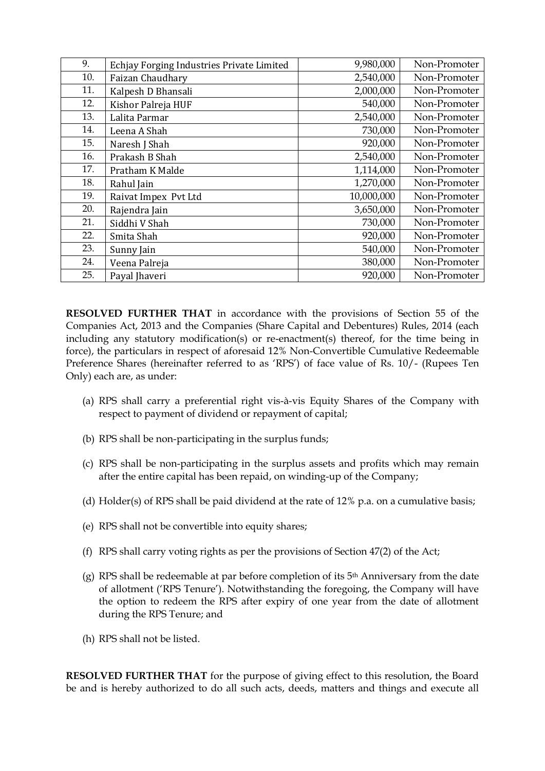| 9. | Echjay Forging Industries Private Limited | 9,980,000 | Non-Promoter |
|---|---|---|---|
| 10. | Faizan Chaudhary | 2,540,000 | Non-Promoter |
| 11. | Kalpesh D Bhansali | 2,000,000 | Non-Promoter |
| 12. | Kishor Palreja HUF | 540,000 | Non-Promoter |
| 13. | Lalita Parmar | 2,540,000 | Non-Promoter |
| 14. | Leena A Shah | 730,000 | Non-Promoter |
| 15. | Naresh J Shah | 920,000 | Non-Promoter |
| 16. | Prakash B Shah | 2,540,000 | Non-Promoter |
| 17. | Pratham K Malde | 1,114,000 | Non-Promoter |
| 18. | Rahul Jain | 1,270,000 | Non-Promoter |
| 19. | Raivat Impex Pvt Ltd | 10,000,000 | Non-Promoter |
| 20. | Rajendra Jain | 3,650,000 | Non-Promoter |
| 21. | Siddhi V Shah | 730,000 | Non-Promoter |
| 22. | Smita Shah | 920,000 | Non-Promoter |
| 23. | Sunny Jain | 540,000 | Non-Promoter |
| 24. | Veena Palreja | 380,000 | Non-Promoter |
| 25. | Payal Jhaveri | 920,000 | Non-Promoter |

**RESOLVED FURTHER THAT** in accordance with the provisions of Section 55 of the Companies Act, 2013 and the Companies (Share Capital and Debentures) Rules, 2014 (each including any statutory modification(s) or re-enactment(s) thereof, for the time being in force), the particulars in respect of aforesaid 12% Non-Convertible Cumulative Redeemable Preference Shares (hereinafter referred to as 'RPS') of face value of Rs. 10/- (Rupees Ten Only) each are, as under:

(a) RPS shall carry a preferential right vis-à-vis Equity Shares of the Company with respect to payment of dividend or repayment of capital;

(b) RPS shall be non-participating in the surplus funds;

(c) RPS shall be non-participating in the surplus assets and profits which may remain after the entire capital has been repaid, on winding-up of the Company;

(d) Holder(s) of RPS shall be paid dividend at the rate of 12% p.a. on a cumulative basis;

(e) RPS shall not be convertible into equity shares;

(f) RPS shall carry voting rights as per the provisions of Section 47(2) of the Act;

(g) RPS shall be redeemable at par before completion of its 5th Anniversary from the date of allotment ('RPS Tenure'). Notwithstanding the foregoing, the Company will have the option to redeem the RPS after expiry of one year from the date of allotment during the RPS Tenure; and

(h) RPS shall not be listed.

**RESOLVED FURTHER THAT** for the purpose of giving effect to this resolution, the Board be and is hereby authorized to do all such acts, deeds, matters and things and execute all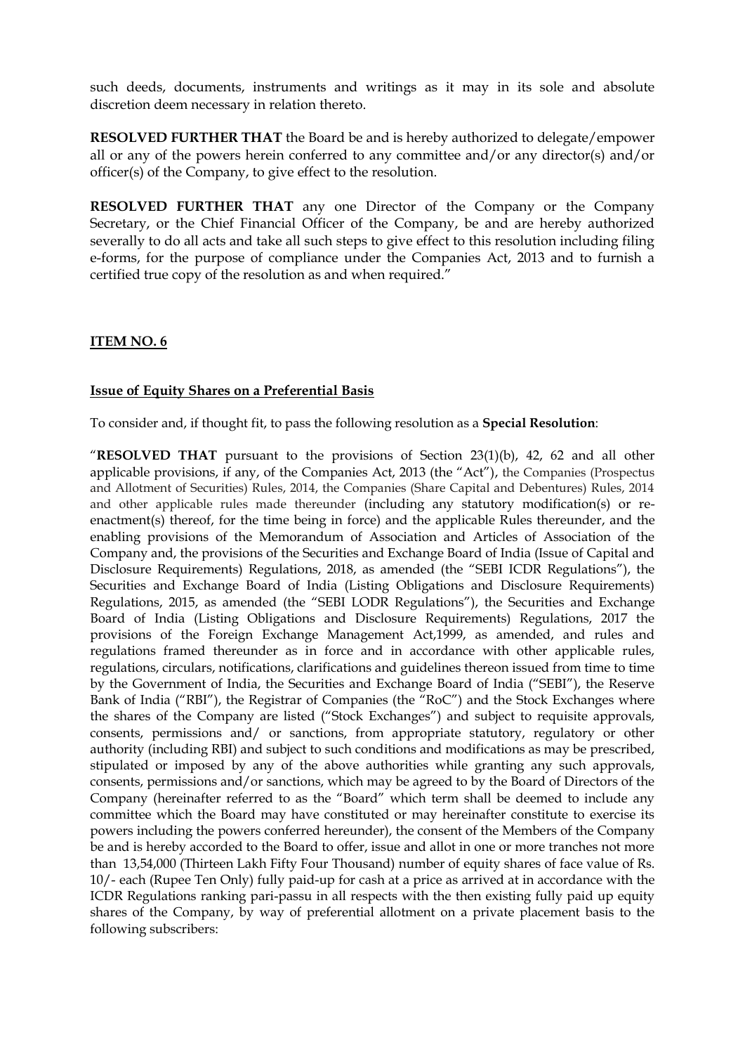such deeds, documents, instruments and writings as it may in its sole and absolute discretion deem necessary in relation thereto.

**RESOLVED FURTHER THAT** the Board be and is hereby authorized to delegate/empower all or any of the powers herein conferred to any committee and/or any director(s) and/or officer(s) of the Company, to give effect to the resolution.

**RESOLVED FURTHER THAT** any one Director of the Company or the Company Secretary, or the Chief Financial Officer of the Company, be and are hereby authorized severally to do all acts and take all such steps to give effect to this resolution including filing e-forms, for the purpose of compliance under the Companies Act, 2013 and to furnish a certified true copy of the resolution as and when required."

## **ITEM NO. 6**

### **Issue of Equity Shares on a Preferential Basis**

To consider and, if thought fit, to pass the following resolution as a **Special Resolution**:

"**RESOLVED THAT** pursuant to the provisions of Section 23(1)(b), 42, 62 and all other applicable provisions, if any, of the Companies Act, 2013 (the "Act"), the Companies (Prospectus and Allotment of Securities) Rules, 2014, the Companies (Share Capital and Debentures) Rules, 2014 and other applicable rules made thereunder (including any statutory modification(s) or re-enactment(s) thereof, for the time being in force) and the applicable Rules thereunder, and the enabling provisions of the Memorandum of Association and Articles of Association of the Company and, the provisions of the Securities and Exchange Board of India (Issue of Capital and Disclosure Requirements) Regulations, 2018, as amended (the "SEBI ICDR Regulations"), the Securities and Exchange Board of India (Listing Obligations and Disclosure Requirements) Regulations, 2015, as amended (the "SEBI LODR Regulations"), the Securities and Exchange Board of India (Listing Obligations and Disclosure Requirements) Regulations, 2017 the provisions of the Foreign Exchange Management Act,1999, as amended, and rules and regulations framed thereunder as in force and in accordance with other applicable rules, regulations, circulars, notifications, clarifications and guidelines thereon issued from time to time by the Government of India, the Securities and Exchange Board of India ("SEBI"), the Reserve Bank of India ("RBI"), the Registrar of Companies (the "RoC") and the Stock Exchanges where the shares of the Company are listed ("Stock Exchanges") and subject to requisite approvals, consents, permissions and/ or sanctions, from appropriate statutory, regulatory or other authority (including RBI) and subject to such conditions and modifications as may be prescribed, stipulated or imposed by any of the above authorities while granting any such approvals, consents, permissions and/or sanctions, which may be agreed to by the Board of Directors of the Company (hereinafter referred to as the "Board" which term shall be deemed to include any committee which the Board may have constituted or may hereinafter constitute to exercise its powers including the powers conferred hereunder), the consent of the Members of the Company be and is hereby accorded to the Board to offer, issue and allot in one or more tranches not more than 13,54,000 (Thirteen Lakh Fifty Four Thousand) number of equity shares of face value of Rs. 10/- each (Rupee Ten Only) fully paid-up for cash at a price as arrived at in accordance with the ICDR Regulations ranking pari-passu in all respects with the then existing fully paid up equity shares of the Company, by way of preferential allotment on a private placement basis to the following subscribers: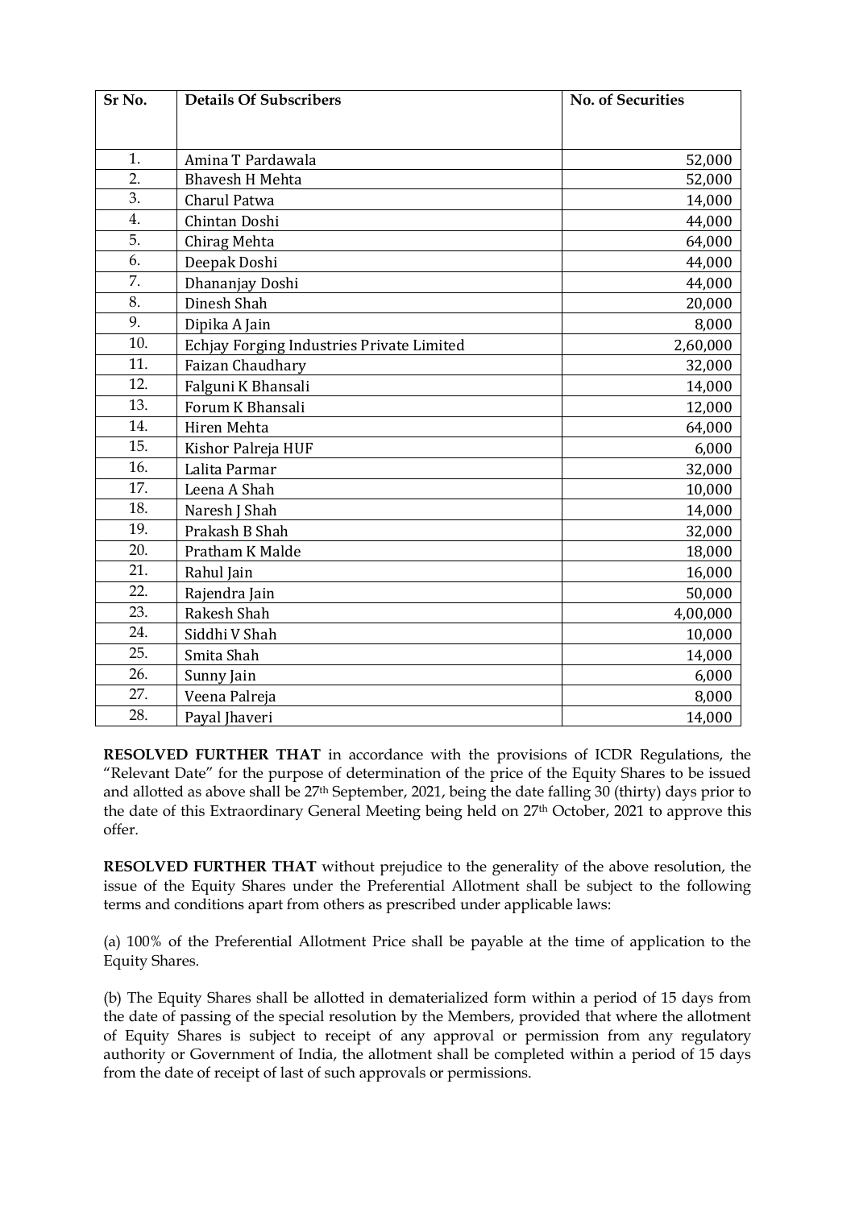| Sr No. | Details Of Subscribers | No. of Securities |
|---|---|---|
| 1. | Amina T Pardawala | 52,000 |
| 2. | Bhavesh H Mehta | 52,000 |
| 3. | Charul Patwa | 14,000 |
| 4. | Chintan Doshi | 44,000 |
| 5. | Chirag Mehta | 64,000 |
| 6. | Deepak Doshi | 44,000 |
| 7. | Dhananjay Doshi | 44,000 |
| 8. | Dinesh Shah | 20,000 |
| 9. | Dipika A Jain | 8,000 |
| 10. | Echjay Forging Industries Private Limited | 2,60,000 |
| 11. | Faizan Chaudhary | 32,000 |
| 12. | Falguni K Bhansali | 14,000 |
| 13. | Forum K Bhansali | 12,000 |
| 14. | Hiren Mehta | 64,000 |
| 15. | Kishor Palreja HUF | 6,000 |
| 16. | Lalita Parmar | 32,000 |
| 17. | Leena A Shah | 10,000 |
| 18. | Naresh J Shah | 14,000 |
| 19. | Prakash B Shah | 32,000 |
| 20. | Pratham K Malde | 18,000 |
| 21. | Rahul Jain | 16,000 |
| 22. | Rajendra Jain | 50,000 |
| 23. | Rakesh Shah | 4,00,000 |
| 24. | Siddhi V Shah | 10,000 |
| 25. | Smita Shah | 14,000 |
| 26. | Sunny Jain | 6,000 |
| 27. | Veena Palreja | 8,000 |
| 28. | Payal Jhaveri | 14,000 |

**RESOLVED FURTHER THAT** in accordance with the provisions of ICDR Regulations, the "Relevant Date" for the purpose of determination of the price of the Equity Shares to be issued and allotted as above shall be 27th September, 2021, being the date falling 30 (thirty) days prior to the date of this Extraordinary General Meeting being held on 27th October, 2021 to approve this offer.

**RESOLVED FURTHER THAT** without prejudice to the generality of the above resolution, the issue of the Equity Shares under the Preferential Allotment shall be subject to the following terms and conditions apart from others as prescribed under applicable laws:

(a) 100% of the Preferential Allotment Price shall be payable at the time of application to the Equity Shares.

(b) The Equity Shares shall be allotted in dematerialized form within a period of 15 days from the date of passing of the special resolution by the Members, provided that where the allotment of Equity Shares is subject to receipt of any approval or permission from any regulatory authority or Government of India, the allotment shall be completed within a period of 15 days from the date of receipt of last of such approvals or permissions.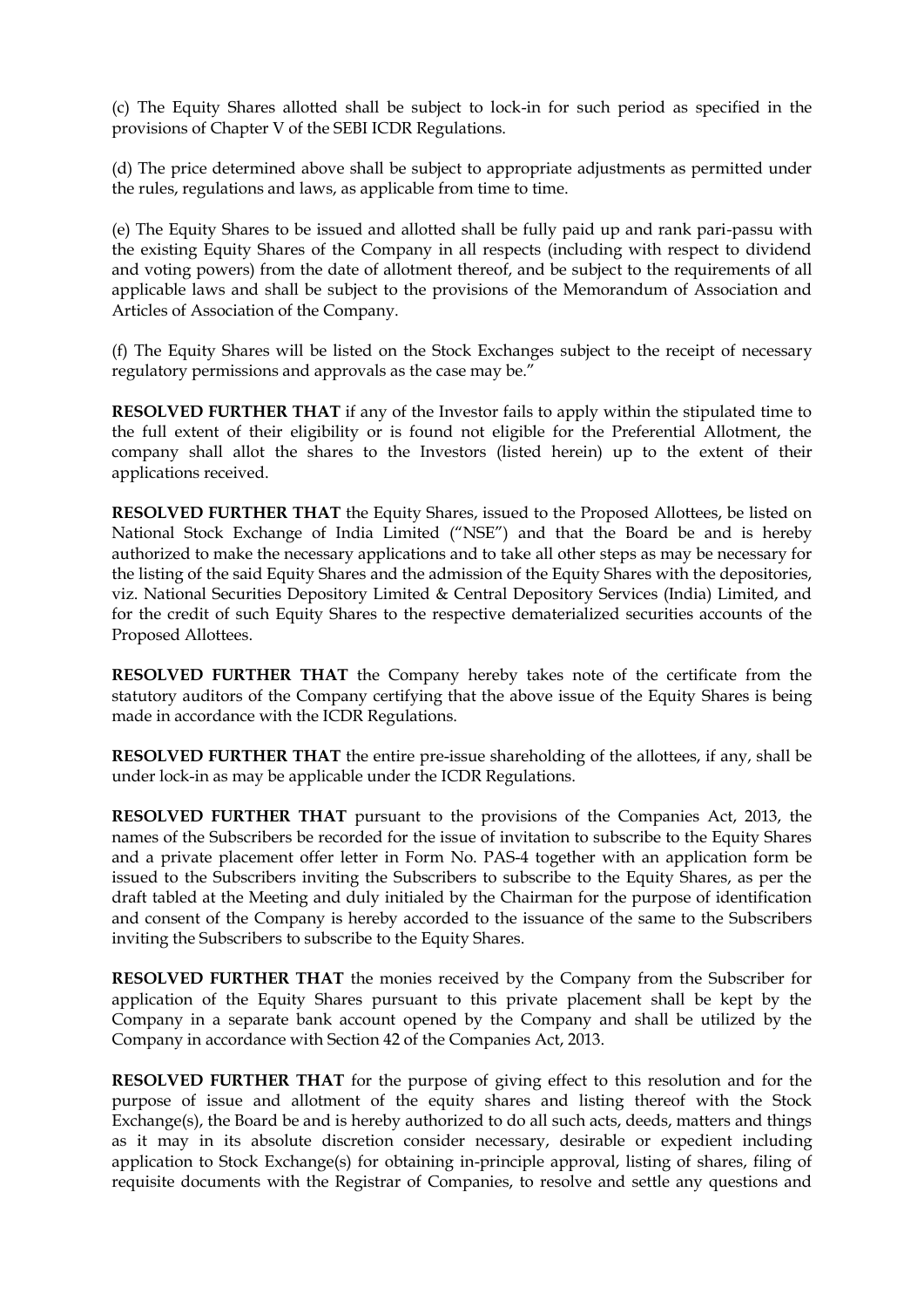(c) The Equity Shares allotted shall be subject to lock-in for such period as specified in the provisions of Chapter V of the SEBI ICDR Regulations.

(d) The price determined above shall be subject to appropriate adjustments as permitted under the rules, regulations and laws, as applicable from time to time.

(e) The Equity Shares to be issued and allotted shall be fully paid up and rank pari-passu with the existing Equity Shares of the Company in all respects (including with respect to dividend and voting powers) from the date of allotment thereof, and be subject to the requirements of all applicable laws and shall be subject to the provisions of the Memorandum of Association and Articles of Association of the Company.

(f) The Equity Shares will be listed on the Stock Exchanges subject to the receipt of necessary regulatory permissions and approvals as the case may be."

**RESOLVED FURTHER THAT** if any of the Investor fails to apply within the stipulated time to the full extent of their eligibility or is found not eligible for the Preferential Allotment, the company shall allot the shares to the Investors (listed herein) up to the extent of their applications received.

**RESOLVED FURTHER THAT** the Equity Shares, issued to the Proposed Allottees, be listed on National Stock Exchange of India Limited ("NSE") and that the Board be and is hereby authorized to make the necessary applications and to take all other steps as may be necessary for the listing of the said Equity Shares and the admission of the Equity Shares with the depositories, viz. National Securities Depository Limited & Central Depository Services (India) Limited, and for the credit of such Equity Shares to the respective dematerialized securities accounts of the Proposed Allottees.

**RESOLVED FURTHER THAT** the Company hereby takes note of the certificate from the statutory auditors of the Company certifying that the above issue of the Equity Shares is being made in accordance with the ICDR Regulations.

**RESOLVED FURTHER THAT** the entire pre-issue shareholding of the allottees, if any, shall be under lock-in as may be applicable under the ICDR Regulations.

**RESOLVED FURTHER THAT** pursuant to the provisions of the Companies Act, 2013, the names of the Subscribers be recorded for the issue of invitation to subscribe to the Equity Shares and a private placement offer letter in Form No. PAS-4 together with an application form be issued to the Subscribers inviting the Subscribers to subscribe to the Equity Shares, as per the draft tabled at the Meeting and duly initialed by the Chairman for the purpose of identification and consent of the Company is hereby accorded to the issuance of the same to the Subscribers inviting the Subscribers to subscribe to the Equity Shares.

**RESOLVED FURTHER THAT** the monies received by the Company from the Subscriber for application of the Equity Shares pursuant to this private placement shall be kept by the Company in a separate bank account opened by the Company and shall be utilized by the Company in accordance with Section 42 of the Companies Act, 2013.

**RESOLVED FURTHER THAT** for the purpose of giving effect to this resolution and for the purpose of issue and allotment of the equity shares and listing thereof with the Stock Exchange(s), the Board be and is hereby authorized to do all such acts, deeds, matters and things as it may in its absolute discretion consider necessary, desirable or expedient including application to Stock Exchange(s) for obtaining in-principle approval, listing of shares, filing of requisite documents with the Registrar of Companies, to resolve and settle any questions and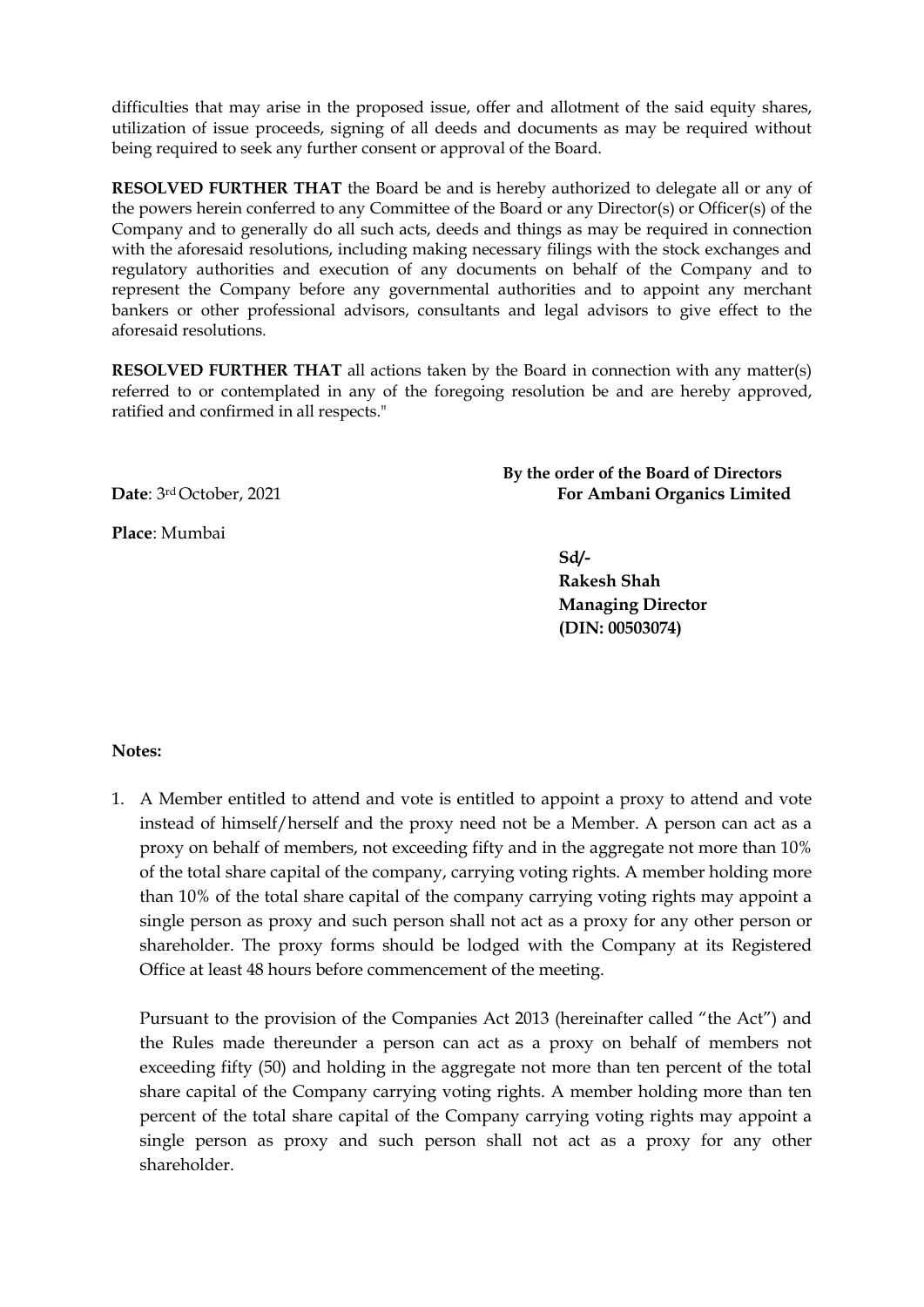difficulties that may arise in the proposed issue, offer and allotment of the said equity shares, utilization of issue proceeds, signing of all deeds and documents as may be required without being required to seek any further consent or approval of the Board.

**RESOLVED FURTHER THAT** the Board be and is hereby authorized to delegate all or any of the powers herein conferred to any Committee of the Board or any Director(s) or Officer(s) of the Company and to generally do all such acts, deeds and things as may be required in connection with the aforesaid resolutions, including making necessary filings with the stock exchanges and regulatory authorities and execution of any documents on behalf of the Company and to represent the Company before any governmental authorities and to appoint any merchant bankers or other professional advisors, consultants and legal advisors to give effect to the aforesaid resolutions.

**RESOLVED FURTHER THAT** all actions taken by the Board in connection with any matter(s) referred to or contemplated in any of the foregoing resolution be and are hereby approved, ratified and confirmed in all respects."

**By the order of the Board of Directors**
**For Ambani Organics Limited**

**Date**: 3rd October, 2021

**Place**: Mumbai

**Sd/-**
**Rakesh Shah**
**Managing Director**
**(DIN: 00503074)**

**Notes:**

1. A Member entitled to attend and vote is entitled to appoint a proxy to attend and vote instead of himself/herself and the proxy need not be a Member. A person can act as a proxy on behalf of members, not exceeding fifty and in the aggregate not more than 10% of the total share capital of the company, carrying voting rights. A member holding more than 10% of the total share capital of the company carrying voting rights may appoint a single person as proxy and such person shall not act as a proxy for any other person or shareholder. The proxy forms should be lodged with the Company at its Registered Office at least 48 hours before commencement of the meeting.

   Pursuant to the provision of the Companies Act 2013 (hereinafter called "the Act") and the Rules made thereunder a person can act as a proxy on behalf of members not exceeding fifty (50) and holding in the aggregate not more than ten percent of the total share capital of the Company carrying voting rights. A member holding more than ten percent of the total share capital of the Company carrying voting rights may appoint a single person as proxy and such person shall not act as a proxy for any other shareholder.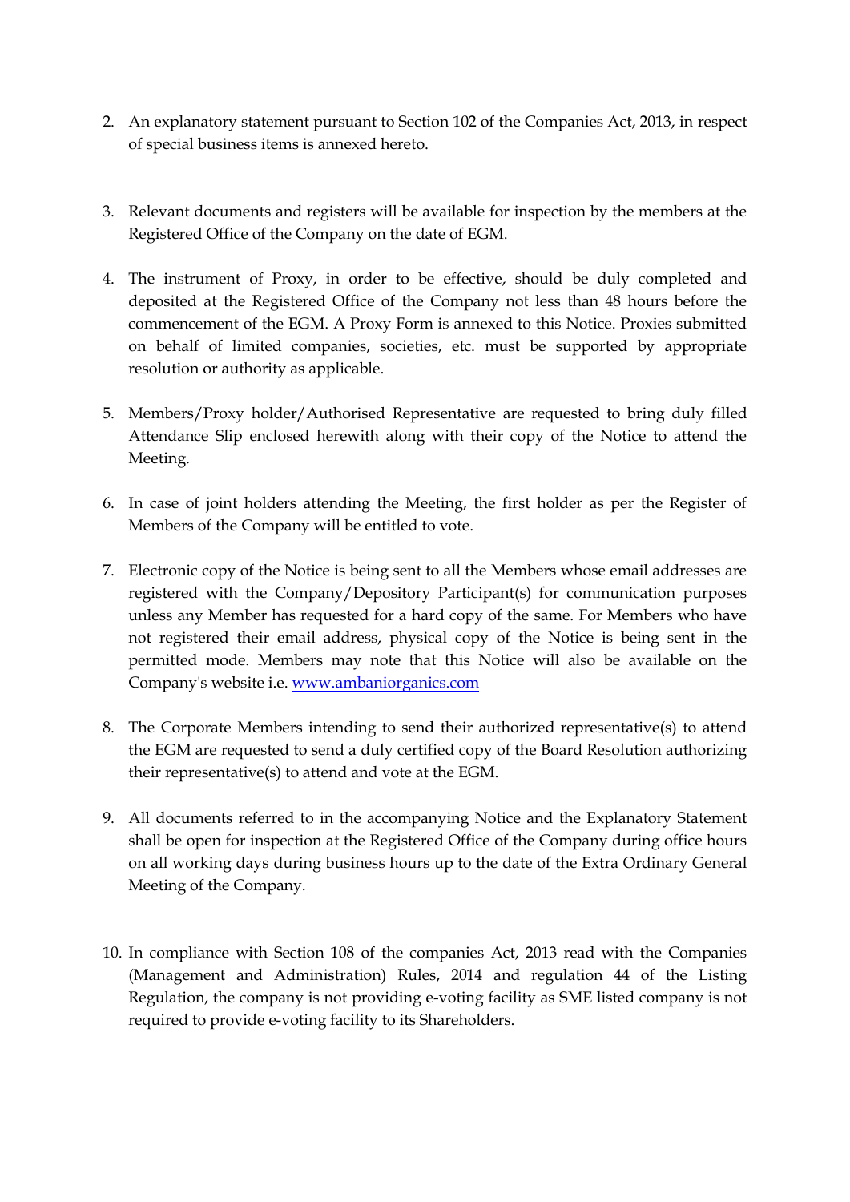2. An explanatory statement pursuant to Section 102 of the Companies Act, 2013, in respect of special business items is annexed hereto.

3. Relevant documents and registers will be available for inspection by the members at the Registered Office of the Company on the date of EGM.

4. The instrument of Proxy, in order to be effective, should be duly completed and deposited at the Registered Office of the Company not less than 48 hours before the commencement of the EGM. A Proxy Form is annexed to this Notice. Proxies submitted on behalf of limited companies, societies, etc. must be supported by appropriate resolution or authority as applicable.

5. Members/Proxy holder/Authorised Representative are requested to bring duly filled Attendance Slip enclosed herewith along with their copy of the Notice to attend the Meeting.

6. In case of joint holders attending the Meeting, the first holder as per the Register of Members of the Company will be entitled to vote.

7. Electronic copy of the Notice is being sent to all the Members whose email addresses are registered with the Company/Depository Participant(s) for communication purposes unless any Member has requested for a hard copy of the same. For Members who have not registered their email address, physical copy of the Notice is being sent in the permitted mode. Members may note that this Notice will also be available on the Company's website i.e. [www.ambaniorganics.com](http://www.ambaniorganics.com)

8. The Corporate Members intending to send their authorized representative(s) to attend the EGM are requested to send a duly certified copy of the Board Resolution authorizing their representative(s) to attend and vote at the EGM.

9. All documents referred to in the accompanying Notice and the Explanatory Statement shall be open for inspection at the Registered Office of the Company during office hours on all working days during business hours up to the date of the Extra Ordinary General Meeting of the Company.

10. In compliance with Section 108 of the companies Act, 2013 read with the Companies (Management and Administration) Rules, 2014 and regulation 44 of the Listing Regulation, the company is not providing e-voting facility as SME listed company is not required to provide e-voting facility to its Shareholders.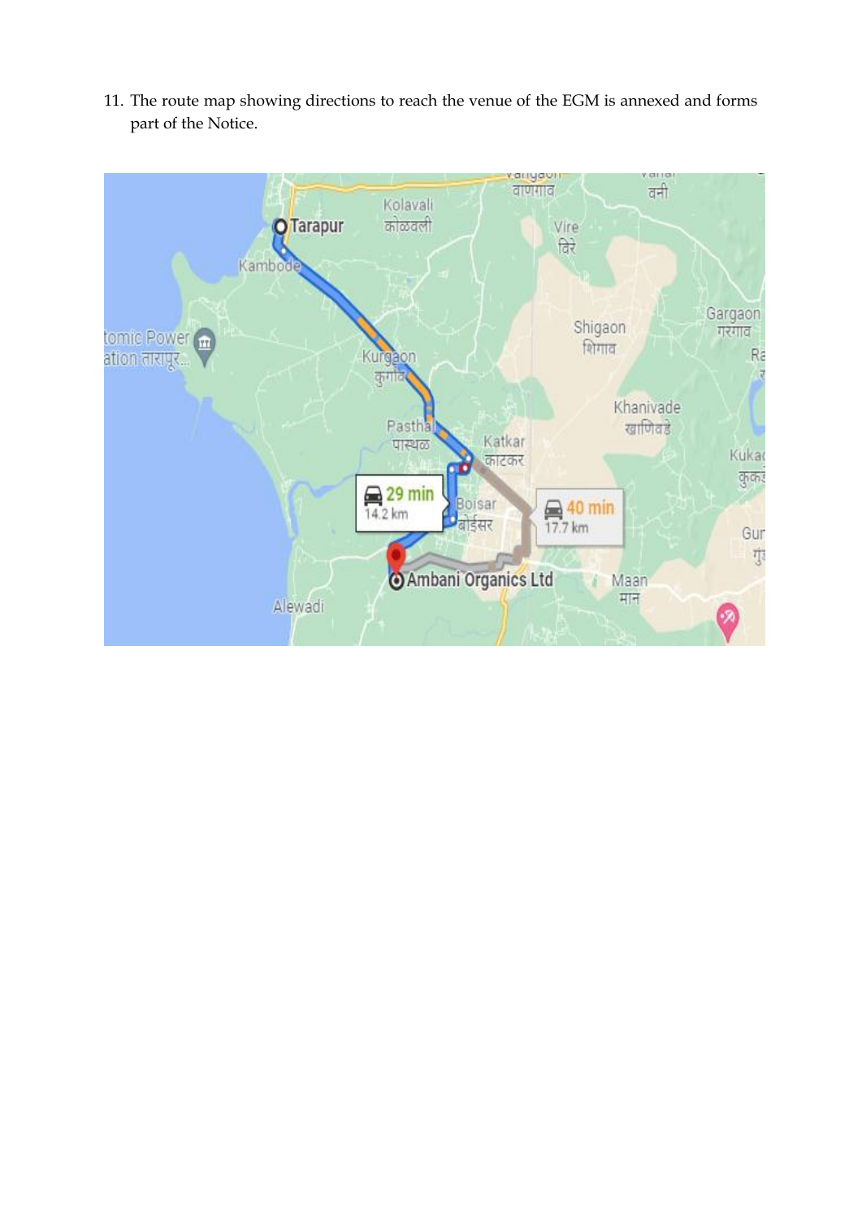11. The route map showing directions to reach the venue of the EGM is annexed and forms part of the Notice.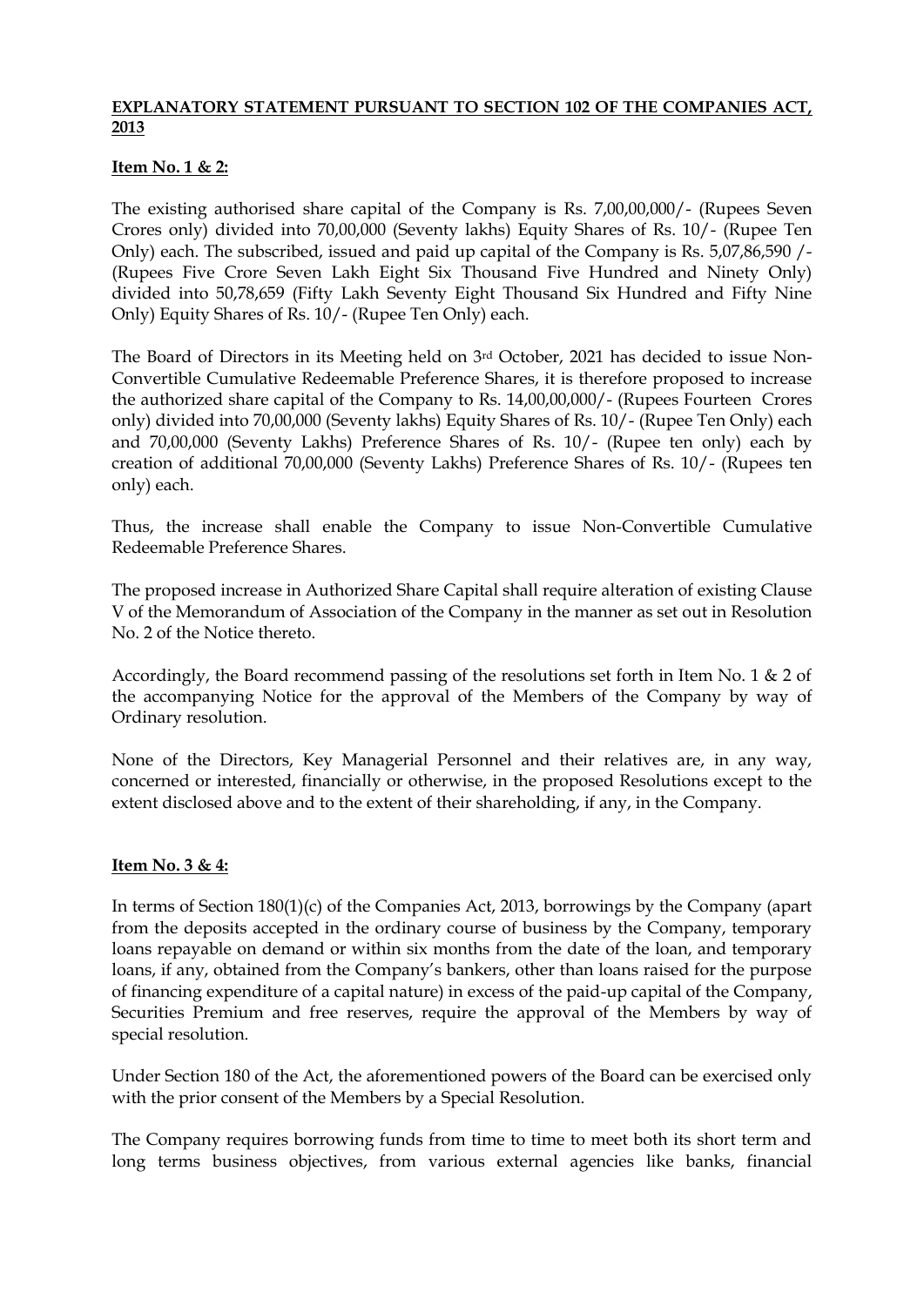**<u>EXPLANATORY STATEMENT PURSUANT TO SECTION 102 OF THE COMPANIES ACT, 2013</u>**

**<u>Item No. 1 & 2:</u>**

The existing authorised share capital of the Company is Rs. 7,00,00,000/- (Rupees Seven Crores only) divided into 70,00,000 (Seventy lakhs) Equity Shares of Rs. 10/- (Rupee Ten Only) each. The subscribed, issued and paid up capital of the Company is Rs. 5,07,86,590 /- (Rupees Five Crore Seven Lakh Eight Six Thousand Five Hundred and Ninety Only) divided into 50,78,659 (Fifty Lakh Seventy Eight Thousand Six Hundred and Fifty Nine Only) Equity Shares of Rs. 10/- (Rupee Ten Only) each.

The Board of Directors in its Meeting held on 3rd October, 2021 has decided to issue Non-Convertible Cumulative Redeemable Preference Shares, it is therefore proposed to increase the authorized share capital of the Company to Rs. 14,00,00,000/- (Rupees Fourteen Crores only) divided into 70,00,000 (Seventy lakhs) Equity Shares of Rs. 10/- (Rupee Ten Only) each and 70,00,000 (Seventy Lakhs) Preference Shares of Rs. 10/- (Rupee ten only) each by creation of additional 70,00,000 (Seventy Lakhs) Preference Shares of Rs. 10/- (Rupees ten only) each.

Thus, the increase shall enable the Company to issue Non-Convertible Cumulative Redeemable Preference Shares.

The proposed increase in Authorized Share Capital shall require alteration of existing Clause V of the Memorandum of Association of the Company in the manner as set out in Resolution No. 2 of the Notice thereto.

Accordingly, the Board recommend passing of the resolutions set forth in Item No. 1 & 2 of the accompanying Notice for the approval of the Members of the Company by way of Ordinary resolution.

None of the Directors, Key Managerial Personnel and their relatives are, in any way, concerned or interested, financially or otherwise, in the proposed Resolutions except to the extent disclosed above and to the extent of their shareholding, if any, in the Company.

**<u>Item No. 3 & 4:</u>**

In terms of Section 180(1)(c) of the Companies Act, 2013, borrowings by the Company (apart from the deposits accepted in the ordinary course of business by the Company, temporary loans repayable on demand or within six months from the date of the loan, and temporary loans, if any, obtained from the Company's bankers, other than loans raised for the purpose of financing expenditure of a capital nature) in excess of the paid-up capital of the Company, Securities Premium and free reserves, require the approval of the Members by way of special resolution.

Under Section 180 of the Act, the aforementioned powers of the Board can be exercised only with the prior consent of the Members by a Special Resolution.

The Company requires borrowing funds from time to time to meet both its short term and long terms business objectives, from various external agencies like banks, financial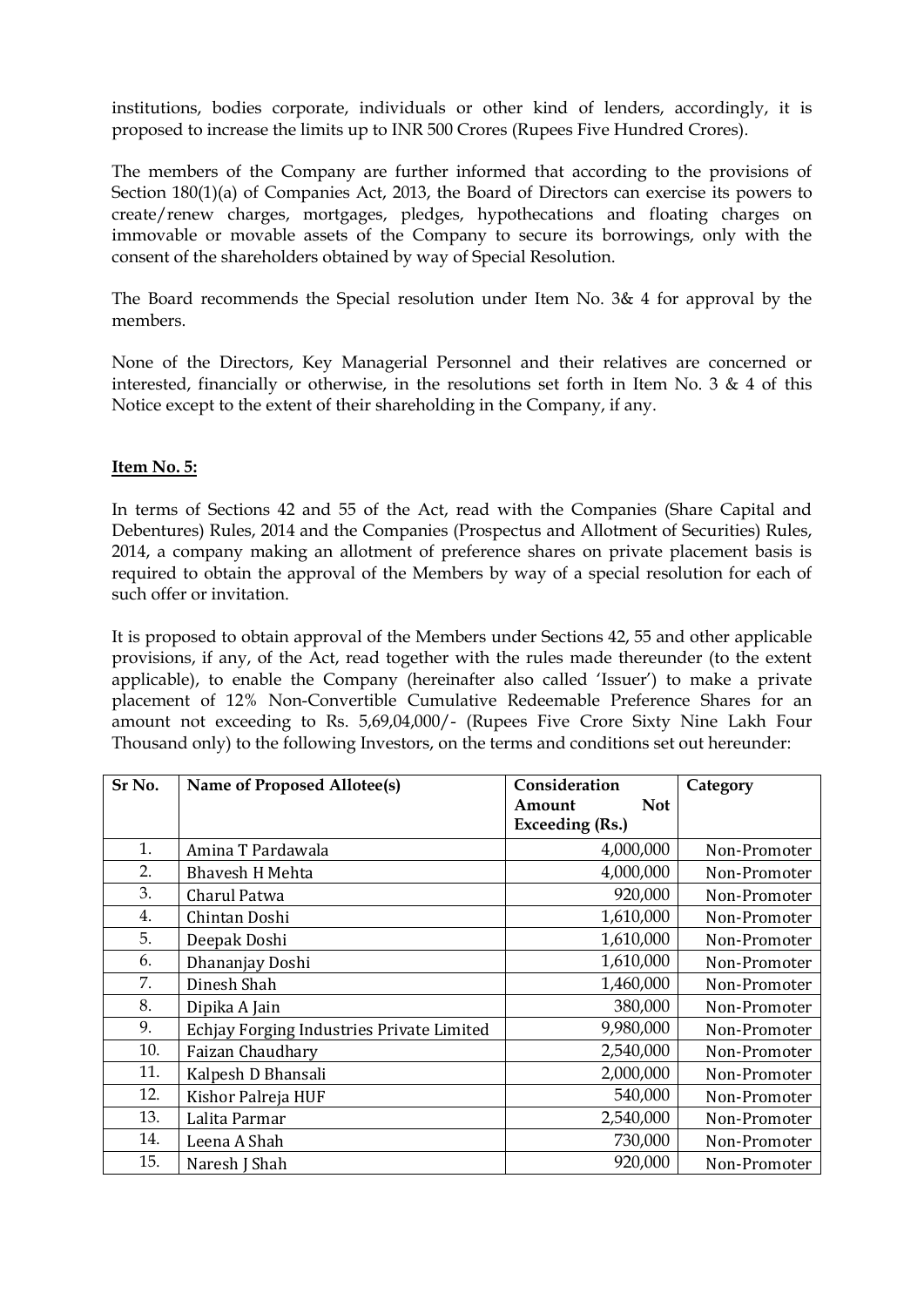institutions, bodies corporate, individuals or other kind of lenders, accordingly, it is proposed to increase the limits up to INR 500 Crores (Rupees Five Hundred Crores).

The members of the Company are further informed that according to the provisions of Section 180(1)(a) of Companies Act, 2013, the Board of Directors can exercise its powers to create/renew charges, mortgages, pledges, hypothecations and floating charges on immovable or movable assets of the Company to secure its borrowings, only with the consent of the shareholders obtained by way of Special Resolution.

The Board recommends the Special resolution under Item No. 3& 4 for approval by the members.

None of the Directors, Key Managerial Personnel and their relatives are concerned or interested, financially or otherwise, in the resolutions set forth in Item No. 3 & 4 of this Notice except to the extent of their shareholding in the Company, if any.

**Item No. 5:**

In terms of Sections 42 and 55 of the Act, read with the Companies (Share Capital and Debentures) Rules, 2014 and the Companies (Prospectus and Allotment of Securities) Rules, 2014, a company making an allotment of preference shares on private placement basis is required to obtain the approval of the Members by way of a special resolution for each of such offer or invitation.

It is proposed to obtain approval of the Members under Sections 42, 55 and other applicable provisions, if any, of the Act, read together with the rules made thereunder (to the extent applicable), to enable the Company (hereinafter also called 'Issuer') to make a private placement of 12% Non-Convertible Cumulative Redeemable Preference Shares for an amount not exceeding to Rs. 5,69,04,000/- (Rupees Five Crore Sixty Nine Lakh Four Thousand only) to the following Investors, on the terms and conditions set out hereunder:

| Sr No. | Name of Proposed Allotee(s) | Consideration Amount Not Exceeding (Rs.) | Category |
|---|---|---|---|
| 1. | Amina T Pardawala | 4,000,000 | Non-Promoter |
| 2. | Bhavesh H Mehta | 4,000,000 | Non-Promoter |
| 3. | Charul Patwa | 920,000 | Non-Promoter |
| 4. | Chintan Doshi | 1,610,000 | Non-Promoter |
| 5. | Deepak Doshi | 1,610,000 | Non-Promoter |
| 6. | Dhananjay Doshi | 1,610,000 | Non-Promoter |
| 7. | Dinesh Shah | 1,460,000 | Non-Promoter |
| 8. | Dipika A Jain | 380,000 | Non-Promoter |
| 9. | Echjay Forging Industries Private Limited | 9,980,000 | Non-Promoter |
| 10. | Faizan Chaudhary | 2,540,000 | Non-Promoter |
| 11. | Kalpesh D Bhansali | 2,000,000 | Non-Promoter |
| 12. | Kishor Palreja HUF | 540,000 | Non-Promoter |
| 13. | Lalita Parmar | 2,540,000 | Non-Promoter |
| 14. | Leena A Shah | 730,000 | Non-Promoter |
| 15. | Naresh J Shah | 920,000 | Non-Promoter |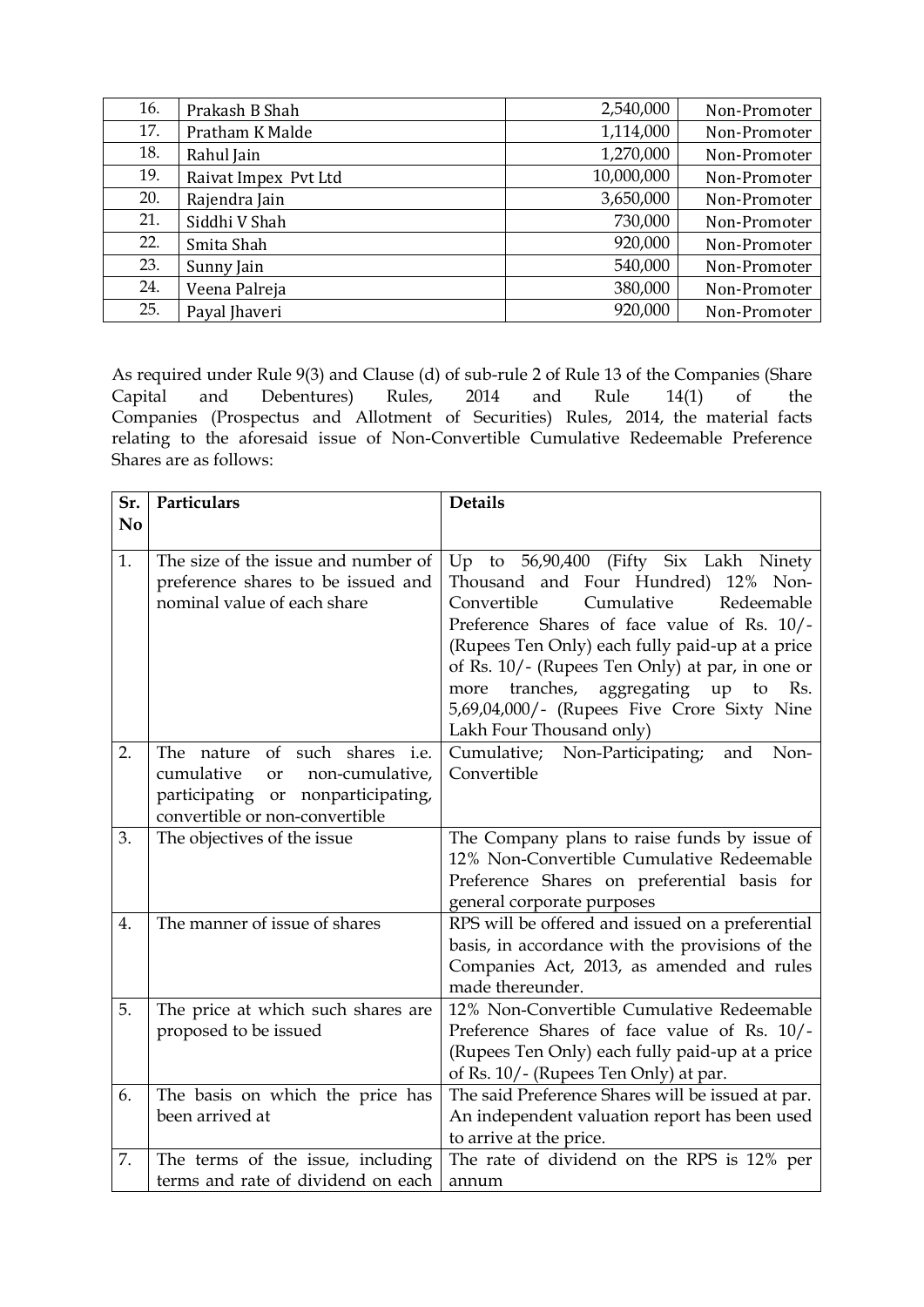| 16. | Prakash B Shah | 2,540,000 | Non-Promoter |
|---|---|---|---|
| 17. | Pratham K Malde | 1,114,000 | Non-Promoter |
| 18. | Rahul Jain | 1,270,000 | Non-Promoter |
| 19. | Raivat Impex Pvt Ltd | 10,000,000 | Non-Promoter |
| 20. | Rajendra Jain | 3,650,000 | Non-Promoter |
| 21. | Siddhi V Shah | 730,000 | Non-Promoter |
| 22. | Smita Shah | 920,000 | Non-Promoter |
| 23. | Sunny Jain | 540,000 | Non-Promoter |
| 24. | Veena Palreja | 380,000 | Non-Promoter |
| 25. | Payal Jhaveri | 920,000 | Non-Promoter |

As required under Rule 9(3) and Clause (d) of sub-rule 2 of Rule 13 of the Companies (Share Capital and Debentures) Rules, 2014 and Rule 14(1) of the Companies (Prospectus and Allotment of Securities) Rules, 2014, the material facts relating to the aforesaid issue of Non-Convertible Cumulative Redeemable Preference Shares are as follows:

| Sr. No | Particulars | Details |
|---|---|---|
| 1. | The size of the issue and number of preference shares to be issued and nominal value of each share | Up to 56,90,400 (Fifty Six Lakh Ninety Thousand and Four Hundred) 12% Non-Convertible Cumulative Redeemable Preference Shares of face value of Rs. 10/- (Rupees Ten Only) each fully paid-up at a price of Rs. 10/- (Rupees Ten Only) at par, in one or more tranches, aggregating up to Rs. 5,69,04,000/- (Rupees Five Crore Sixty Nine Lakh Four Thousand only) |
| 2. | The nature of such shares i.e. cumulative or non-cumulative, participating or nonparticipating, convertible or non-convertible | Cumulative; Non-Participating; and Non-Convertible |
| 3. | The objectives of the issue | The Company plans to raise funds by issue of 12% Non-Convertible Cumulative Redeemable Preference Shares on preferential basis for general corporate purposes |
| 4. | The manner of issue of shares | RPS will be offered and issued on a preferential basis, in accordance with the provisions of the Companies Act, 2013, as amended and rules made thereunder. |
| 5. | The price at which such shares are proposed to be issued | 12% Non-Convertible Cumulative Redeemable Preference Shares of face value of Rs. 10/- (Rupees Ten Only) each fully paid-up at a price of Rs. 10/- (Rupees Ten Only) at par. |
| 6. | The basis on which the price has been arrived at | The said Preference Shares will be issued at par. An independent valuation report has been used to arrive at the price. |
| 7. | The terms of the issue, including terms and rate of dividend on each | The rate of dividend on the RPS is 12% per annum |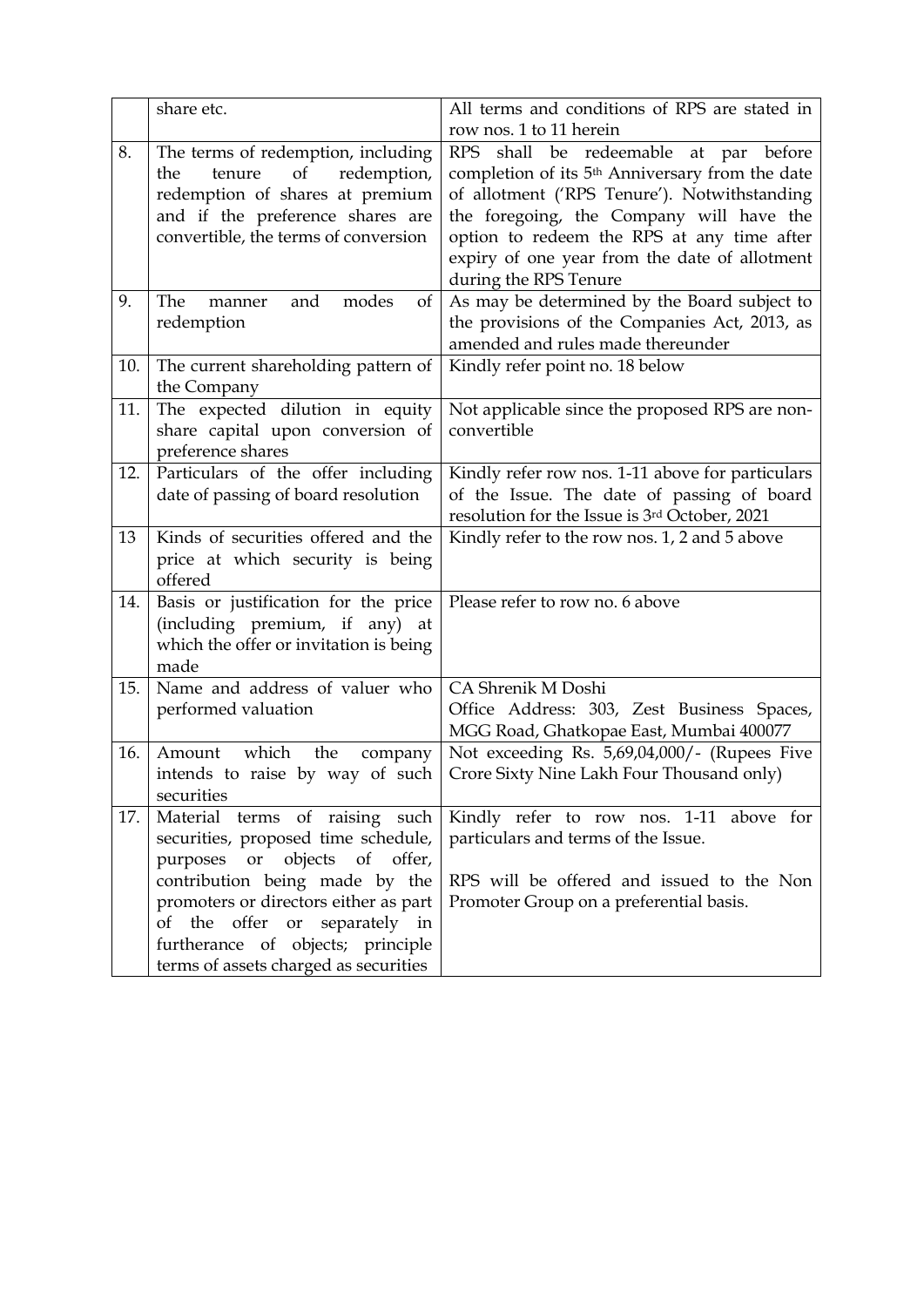|  |  |  |
|---|---|---|
|  | share etc. | All terms and conditions of RPS are stated in row nos. 1 to 11 herein |
| 8. | The terms of redemption, including the tenure of redemption, redemption of shares at premium and if the preference shares are convertible, the terms of conversion | RPS shall be redeemable at par before completion of its 5th Anniversary from the date of allotment ('RPS Tenure'). Notwithstanding the foregoing, the Company will have the option to redeem the RPS at any time after expiry of one year from the date of allotment during the RPS Tenure |
| 9. | The manner and modes of redemption | As may be determined by the Board subject to the provisions of the Companies Act, 2013, as amended and rules made thereunder |
| 10. | The current shareholding pattern of the Company | Kindly refer point no. 18 below |
| 11. | The expected dilution in equity share capital upon conversion of preference shares | Not applicable since the proposed RPS are non-convertible |
| 12. | Particulars of the offer including date of passing of board resolution | Kindly refer row nos. 1-11 above for particulars of the Issue. The date of passing of board resolution for the Issue is 3rd October, 2021 |
| 13 | Kinds of securities offered and the price at which security is being offered | Kindly refer to the row nos. 1, 2 and 5 above |
| 14. | Basis or justification for the price (including premium, if any) at which the offer or invitation is being made | Please refer to row no. 6 above |
| 15. | Name and address of valuer who performed valuation | CA Shrenik M Doshi<br>Office Address: 303, Zest Business Spaces, MGG Road, Ghatkopae East, Mumbai 400077 |
| 16. | Amount which the company intends to raise by way of such securities | Not exceeding Rs. 5,69,04,000/- (Rupees Five Crore Sixty Nine Lakh Four Thousand only) |
| 17. | Material terms of raising such securities, proposed time schedule, purposes or objects of offer, contribution being made by the promoters or directors either as part of the offer or separately in furtherance of objects; principle terms of assets charged as securities | Kindly refer to row nos. 1-11 above for particulars and terms of the Issue.<br><br>RPS will be offered and issued to the Non Promoter Group on a preferential basis. |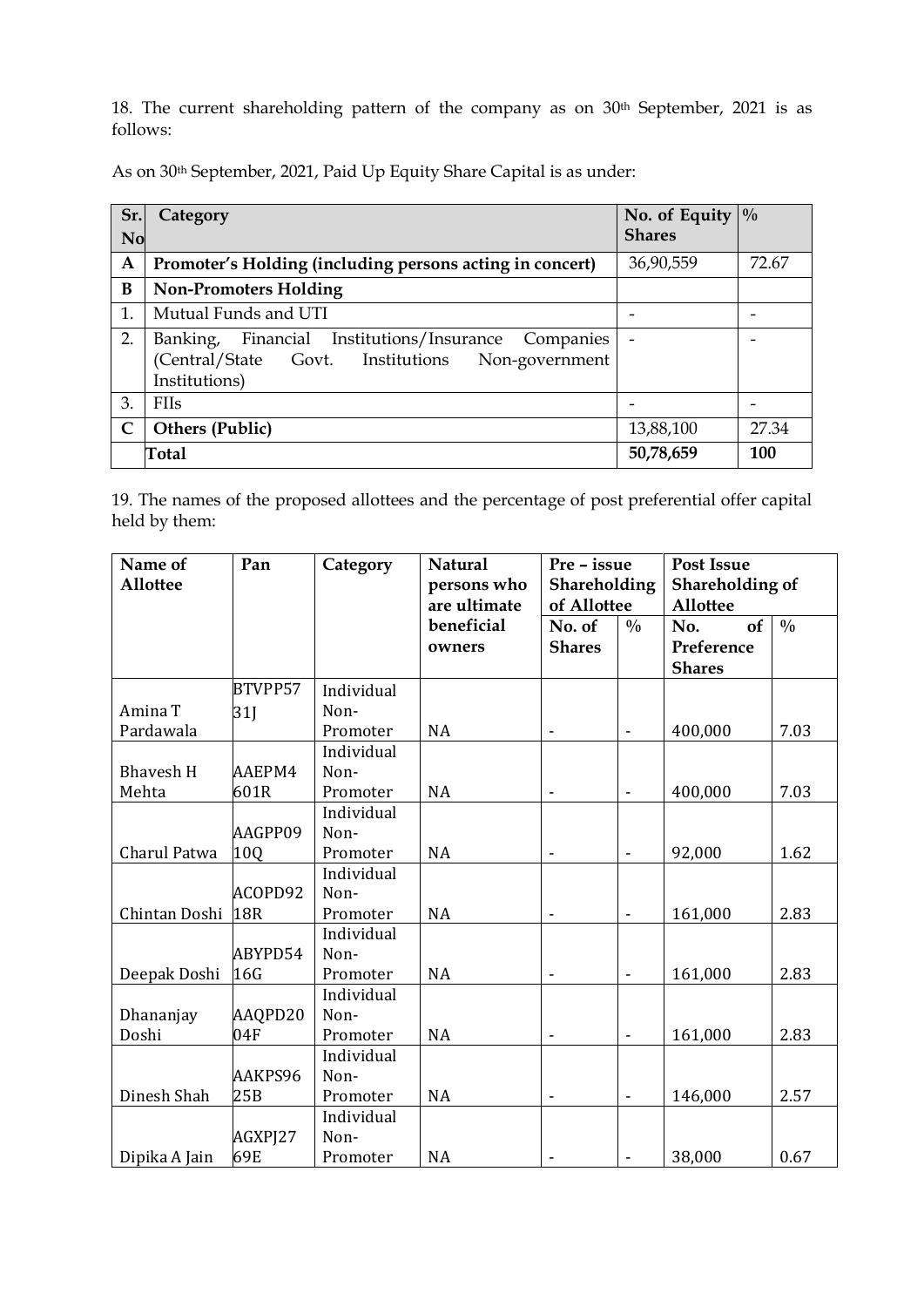18. The current shareholding pattern of the company as on 30th September, 2021 is as follows:

As on 30th September, 2021, Paid Up Equity Share Capital is as under:

| Sr. No | Category | No. of Equity Shares | % |
|---|---|---|---|
| **A** | **Promoter's Holding (including persons acting in concert)** | 36,90,559 | 72.67 |
| **B** | **Non-Promoters Holding** | | |
| 1. | Mutual Funds and UTI | - | - |
| 2. | Banking, Financial Institutions/Insurance Companies (Central/State Govt. Institutions Non-government Institutions) | - | - |
| 3. | FIIs | - | - |
| **C** | **Others (Public)** | 13,88,100 | 27.34 |
| | **Total** | **50,78,659** | **100** |

19. The names of the proposed allottees and the percentage of post preferential offer capital held by them:

| Name of Allottee | Pan | Category | Natural persons who are ultimate beneficial owners | Pre – issue Shareholding of Allottee | | Post Issue Shareholding of Allottee | |
|---|---|---|---|---|---|---|---|
| | | | | No. of Shares | % | No. of Preference Shares | % |
| Amina T Pardawala | BTVPP5731J | Individual Non-Promoter | NA | - | - | 400,000 | 7.03 |
| Bhavesh H Mehta | AAEPM4601R | Individual Non-Promoter | NA | - | - | 400,000 | 7.03 |
| Charul Patwa | AAGPP0910Q | Individual Non-Promoter | NA | - | - | 92,000 | 1.62 |
| Chintan Doshi | ACOPD9218R | Individual Non-Promoter | NA | - | - | 161,000 | 2.83 |
| Deepak Doshi | ABYPD5416G | Individual Non-Promoter | NA | - | - | 161,000 | 2.83 |
| Dhananjay Doshi | AAQPD2004F | Individual Non-Promoter | NA | - | - | 161,000 | 2.83 |
| Dinesh Shah | AAKPS9625B | Individual Non-Promoter | NA | - | - | 146,000 | 2.57 |
| Dipika A Jain | AGXPJ2769E | Individual Non-Promoter | NA | - | - | 38,000 | 0.67 |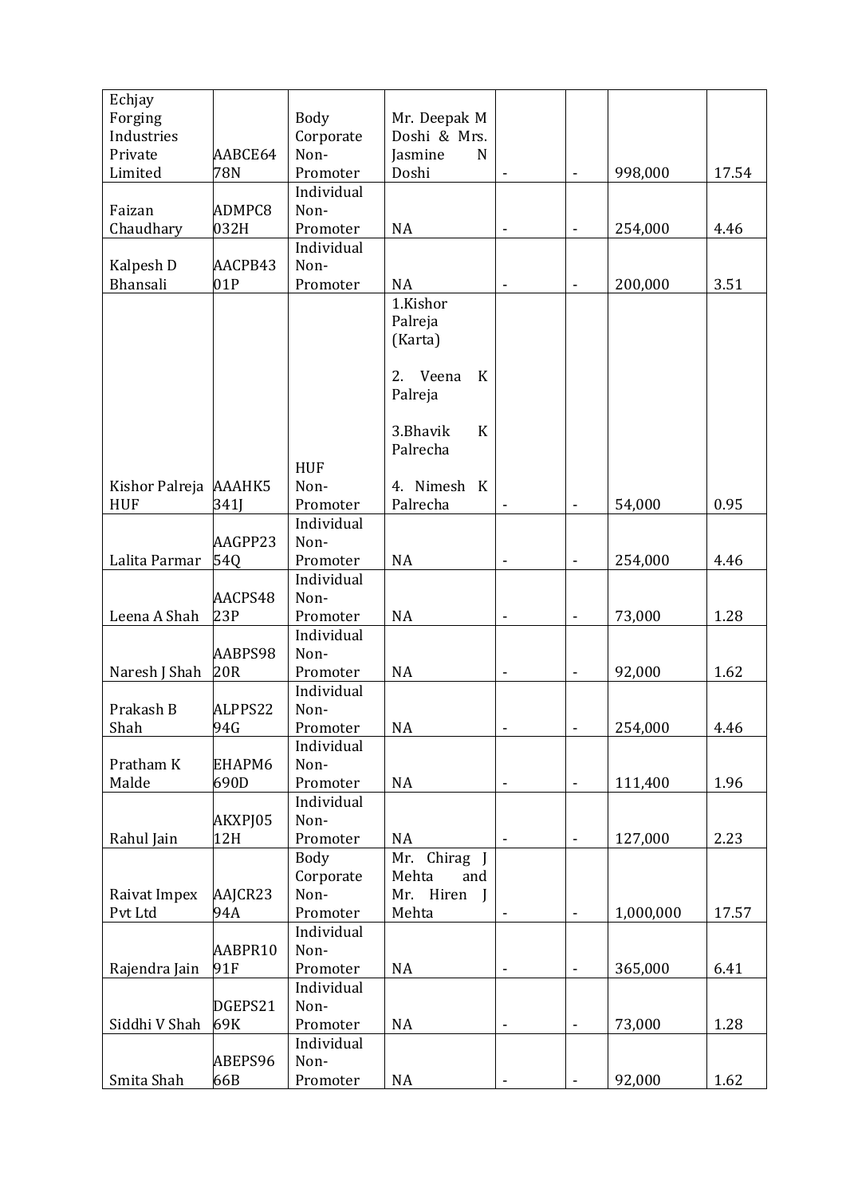| Echjay Forging Industries Private Limited | AABCE6478N | Body Corporate Non-Promoter | Mr. Deepak M Doshi & Mrs. Jasmine N Doshi | - | - | 998,000 | 17.54 |
|---|---|---|---|---|---|---|---|
| Faizan Chaudhary | ADMPC8032H | Individual Non-Promoter | NA | - | - | 254,000 | 4.46 |
| Kalpesh D Bhansali | AACPB4301P | Individual Non-Promoter | NA | - | - | 200,000 | 3.51 |
| Kishor Palreja HUF | AAAHK5341J | HUF Non-Promoter | 1.Kishor Palreja (Karta)<br><br>2. Veena K Palreja<br><br>3.Bhavik K Palrecha<br><br>4. Nimesh K Palrecha | - | - | 54,000 | 0.95 |
| Lalita Parmar | AAGPP2354Q | Individual Non-Promoter | NA | - | - | 254,000 | 4.46 |
| Leena A Shah | AACPS4823P | Individual Non-Promoter | NA | - | - | 73,000 | 1.28 |
| Naresh J Shah | AABPS9820R | Individual Non-Promoter | NA | - | - | 92,000 | 1.62 |
| Prakash B Shah | ALPPS2294G | Individual Non-Promoter | NA | - | - | 254,000 | 4.46 |
| Pratham K Malde | EHAPM6690D | Individual Non-Promoter | NA | - | - | 111,400 | 1.96 |
| Rahul Jain | AKXPJ0512H | Individual Non-Promoter | NA | - | - | 127,000 | 2.23 |
| Raivat Impex Pvt Ltd | AAJCR2394A | Body Corporate Non-Promoter | Mr. Chirag J Mehta and Mr. Hiren J Mehta | - | - | 1,000,000 | 17.57 |
| Rajendra Jain | AABPR1091F | Individual Non-Promoter | NA | - | - | 365,000 | 6.41 |
| Siddhi V Shah | DGEPS2169K | Individual Non-Promoter | NA | - | - | 73,000 | 1.28 |
| Smita Shah | ABEPS9666B | Individual Non-Promoter | NA | - | - | 92,000 | 1.62 |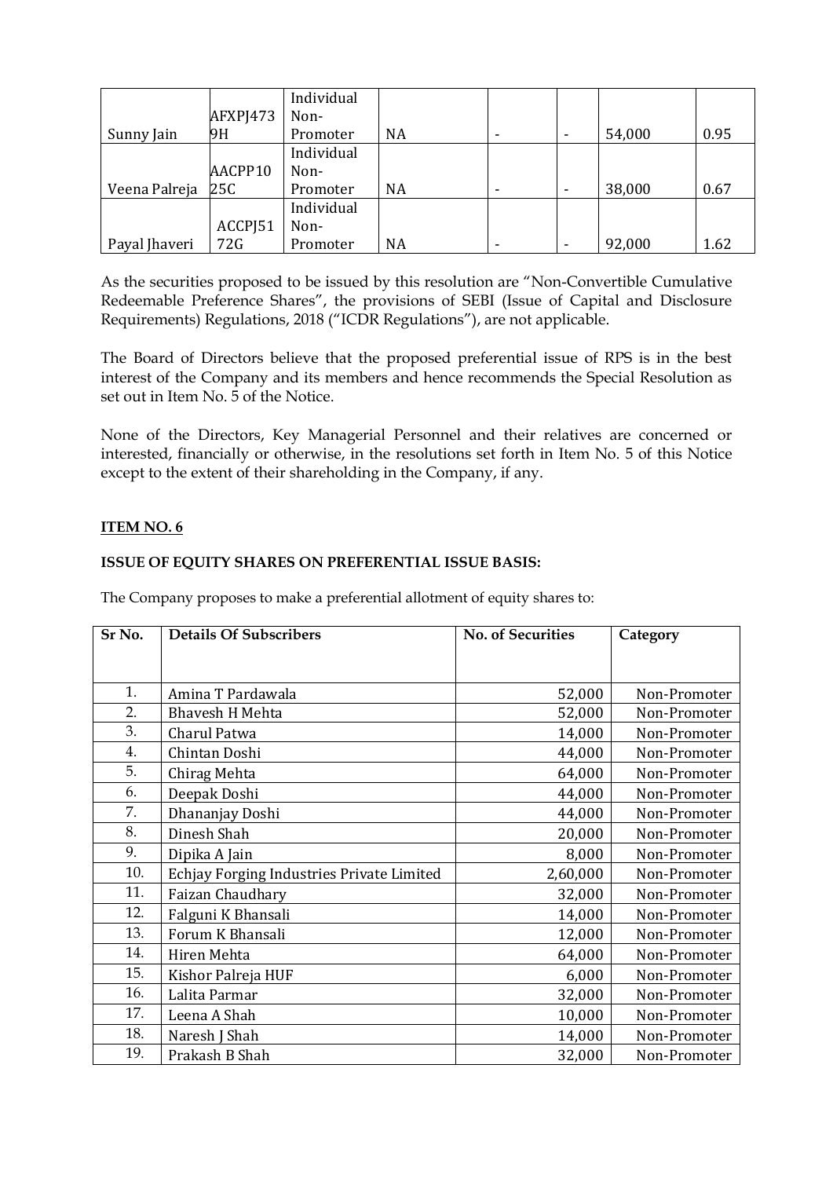| | | | | | | | |
|---|---|---|---|---|---|---|---|
| Sunny Jain | AFXPJ4739H | Individual Non-Promoter | NA | - | - | 54,000 | 0.95 |
| Veena Palreja | AACPP1025C | Individual Non-Promoter | NA | - | - | 38,000 | 0.67 |
| Payal Jhaveri | ACCPJ5172G | Individual Non-Promoter | NA | - | - | 92,000 | 1.62 |

As the securities proposed to be issued by this resolution are "Non-Convertible Cumulative Redeemable Preference Shares", the provisions of SEBI (Issue of Capital and Disclosure Requirements) Regulations, 2018 ("ICDR Regulations"), are not applicable.

The Board of Directors believe that the proposed preferential issue of RPS is in the best interest of the Company and its members and hence recommends the Special Resolution as set out in Item No. 5 of the Notice.

None of the Directors, Key Managerial Personnel and their relatives are concerned or interested, financially or otherwise, in the resolutions set forth in Item No. 5 of this Notice except to the extent of their shareholding in the Company, if any.

**ITEM NO. 6**

**ISSUE OF EQUITY SHARES ON PREFERENTIAL ISSUE BASIS:**

The Company proposes to make a preferential allotment of equity shares to:

| Sr No. | Details Of Subscribers | No. of Securities | Category |
|---|---|---|---|
| 1. | Amina T Pardawala | 52,000 | Non-Promoter |
| 2. | Bhavesh H Mehta | 52,000 | Non-Promoter |
| 3. | Charul Patwa | 14,000 | Non-Promoter |
| 4. | Chintan Doshi | 44,000 | Non-Promoter |
| 5. | Chirag Mehta | 64,000 | Non-Promoter |
| 6. | Deepak Doshi | 44,000 | Non-Promoter |
| 7. | Dhananjay Doshi | 44,000 | Non-Promoter |
| 8. | Dinesh Shah | 20,000 | Non-Promoter |
| 9. | Dipika A Jain | 8,000 | Non-Promoter |
| 10. | Echjay Forging Industries Private Limited | 2,60,000 | Non-Promoter |
| 11. | Faizan Chaudhary | 32,000 | Non-Promoter |
| 12. | Falguni K Bhansali | 14,000 | Non-Promoter |
| 13. | Forum K Bhansali | 12,000 | Non-Promoter |
| 14. | Hiren Mehta | 64,000 | Non-Promoter |
| 15. | Kishor Palreja HUF | 6,000 | Non-Promoter |
| 16. | Lalita Parmar | 32,000 | Non-Promoter |
| 17. | Leena A Shah | 10,000 | Non-Promoter |
| 18. | Naresh J Shah | 14,000 | Non-Promoter |
| 19. | Prakash B Shah | 32,000 | Non-Promoter |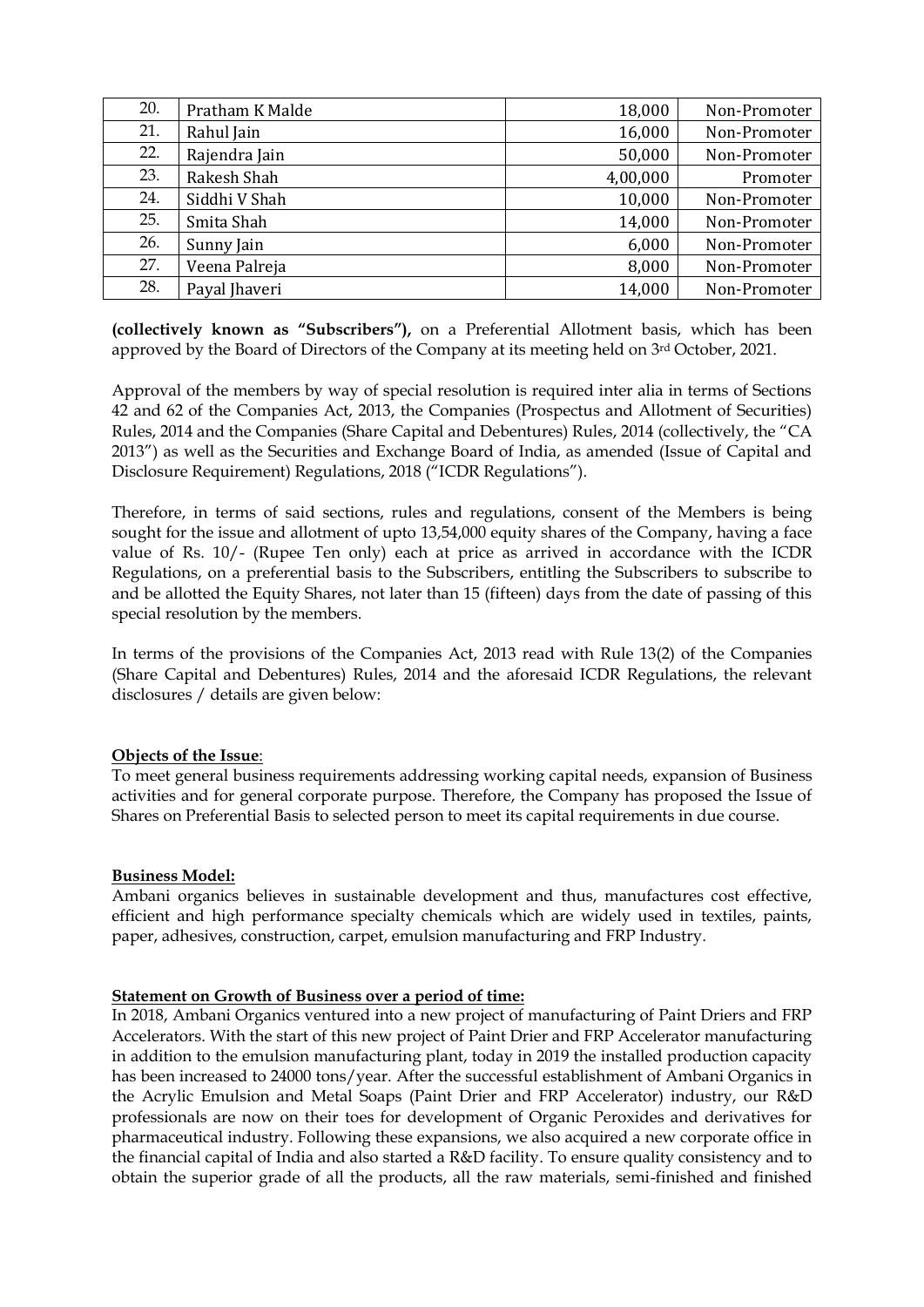| 20. | Pratham K Malde | 18,000 | Non-Promoter |
|---|---|---|---|
| 21. | Rahul Jain | 16,000 | Non-Promoter |
| 22. | Rajendra Jain | 50,000 | Non-Promoter |
| 23. | Rakesh Shah | 4,00,000 | Promoter |
| 24. | Siddhi V Shah | 10,000 | Non-Promoter |
| 25. | Smita Shah | 14,000 | Non-Promoter |
| 26. | Sunny Jain | 6,000 | Non-Promoter |
| 27. | Veena Palreja | 8,000 | Non-Promoter |
| 28. | Payal Jhaveri | 14,000 | Non-Promoter |

**(collectively known as "Subscribers"),** on a Preferential Allotment basis, which has been approved by the Board of Directors of the Company at its meeting held on 3rd October, 2021.

Approval of the members by way of special resolution is required inter alia in terms of Sections 42 and 62 of the Companies Act, 2013, the Companies (Prospectus and Allotment of Securities) Rules, 2014 and the Companies (Share Capital and Debentures) Rules, 2014 (collectively, the "CA 2013") as well as the Securities and Exchange Board of India, as amended (Issue of Capital and Disclosure Requirement) Regulations, 2018 ("ICDR Regulations").

Therefore, in terms of said sections, rules and regulations, consent of the Members is being sought for the issue and allotment of upto 13,54,000 equity shares of the Company, having a face value of Rs. 10/- (Rupee Ten only) each at price as arrived in accordance with the ICDR Regulations, on a preferential basis to the Subscribers, entitling the Subscribers to subscribe to and be allotted the Equity Shares, not later than 15 (fifteen) days from the date of passing of this special resolution by the members.

In terms of the provisions of the Companies Act, 2013 read with Rule 13(2) of the Companies (Share Capital and Debentures) Rules, 2014 and the aforesaid ICDR Regulations, the relevant disclosures / details are given below:

**Objects of the Issue**:

To meet general business requirements addressing working capital needs, expansion of Business activities and for general corporate purpose. Therefore, the Company has proposed the Issue of Shares on Preferential Basis to selected person to meet its capital requirements in due course.

**Business Model:**

Ambani organics believes in sustainable development and thus, manufactures cost effective, efficient and high performance specialty chemicals which are widely used in textiles, paints, paper, adhesives, construction, carpet, emulsion manufacturing and FRP Industry.

**Statement on Growth of Business over a period of time:**

In 2018, Ambani Organics ventured into a new project of manufacturing of Paint Driers and FRP Accelerators. With the start of this new project of Paint Drier and FRP Accelerator manufacturing in addition to the emulsion manufacturing plant, today in 2019 the installed production capacity has been increased to 24000 tons/year. After the successful establishment of Ambani Organics in the Acrylic Emulsion and Metal Soaps (Paint Drier and FRP Accelerator) industry, our R&D professionals are now on their toes for development of Organic Peroxides and derivatives for pharmaceutical industry. Following these expansions, we also acquired a new corporate office in the financial capital of India and also started a R&D facility. To ensure quality consistency and to obtain the superior grade of all the products, all the raw materials, semi-finished and finished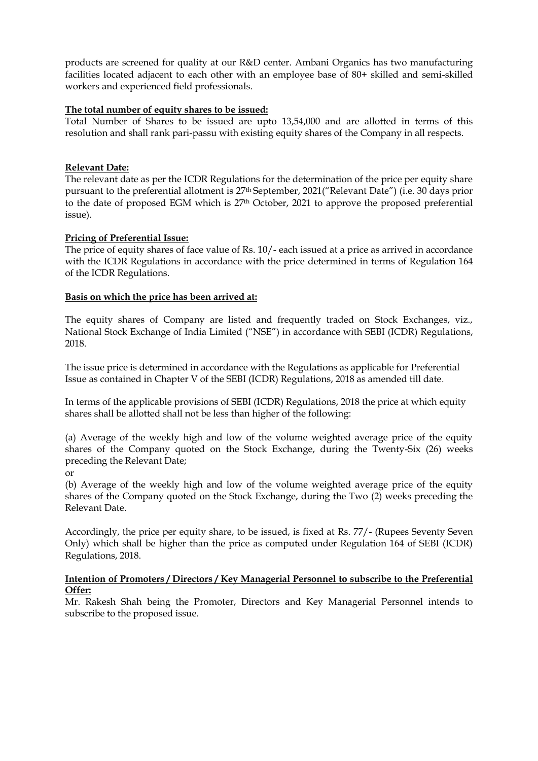products are screened for quality at our R&D center. Ambani Organics has two manufacturing facilities located adjacent to each other with an employee base of 80+ skilled and semi-skilled workers and experienced field professionals.

**The total number of equity shares to be issued:**

Total Number of Shares to be issued are upto 13,54,000 and are allotted in terms of this resolution and shall rank pari-passu with existing equity shares of the Company in all respects.

**Relevant Date:**

The relevant date as per the ICDR Regulations for the determination of the price per equity share pursuant to the preferential allotment is 27th September, 2021("Relevant Date") (i.e. 30 days prior to the date of proposed EGM which is 27th October, 2021 to approve the proposed preferential issue).

**Pricing of Preferential Issue:**

The price of equity shares of face value of Rs. 10/- each issued at a price as arrived in accordance with the ICDR Regulations in accordance with the price determined in terms of Regulation 164 of the ICDR Regulations.

**Basis on which the price has been arrived at:**

The equity shares of Company are listed and frequently traded on Stock Exchanges, viz., National Stock Exchange of India Limited ("NSE") in accordance with SEBI (ICDR) Regulations, 2018.

The issue price is determined in accordance with the Regulations as applicable for Preferential Issue as contained in Chapter V of the SEBI (ICDR) Regulations, 2018 as amended till date.

In terms of the applicable provisions of SEBI (ICDR) Regulations, 2018 the price at which equity shares shall be allotted shall not be less than higher of the following:

(a) Average of the weekly high and low of the volume weighted average price of the equity shares of the Company quoted on the Stock Exchange, during the Twenty-Six (26) weeks preceding the Relevant Date;

or

(b) Average of the weekly high and low of the volume weighted average price of the equity shares of the Company quoted on the Stock Exchange, during the Two (2) weeks preceding the Relevant Date.

Accordingly, the price per equity share, to be issued, is fixed at Rs. 77/- (Rupees Seventy Seven Only) which shall be higher than the price as computed under Regulation 164 of SEBI (ICDR) Regulations, 2018.

**Intention of Promoters / Directors / Key Managerial Personnel to subscribe to the Preferential Offer:**

Mr. Rakesh Shah being the Promoter, Directors and Key Managerial Personnel intends to subscribe to the proposed issue.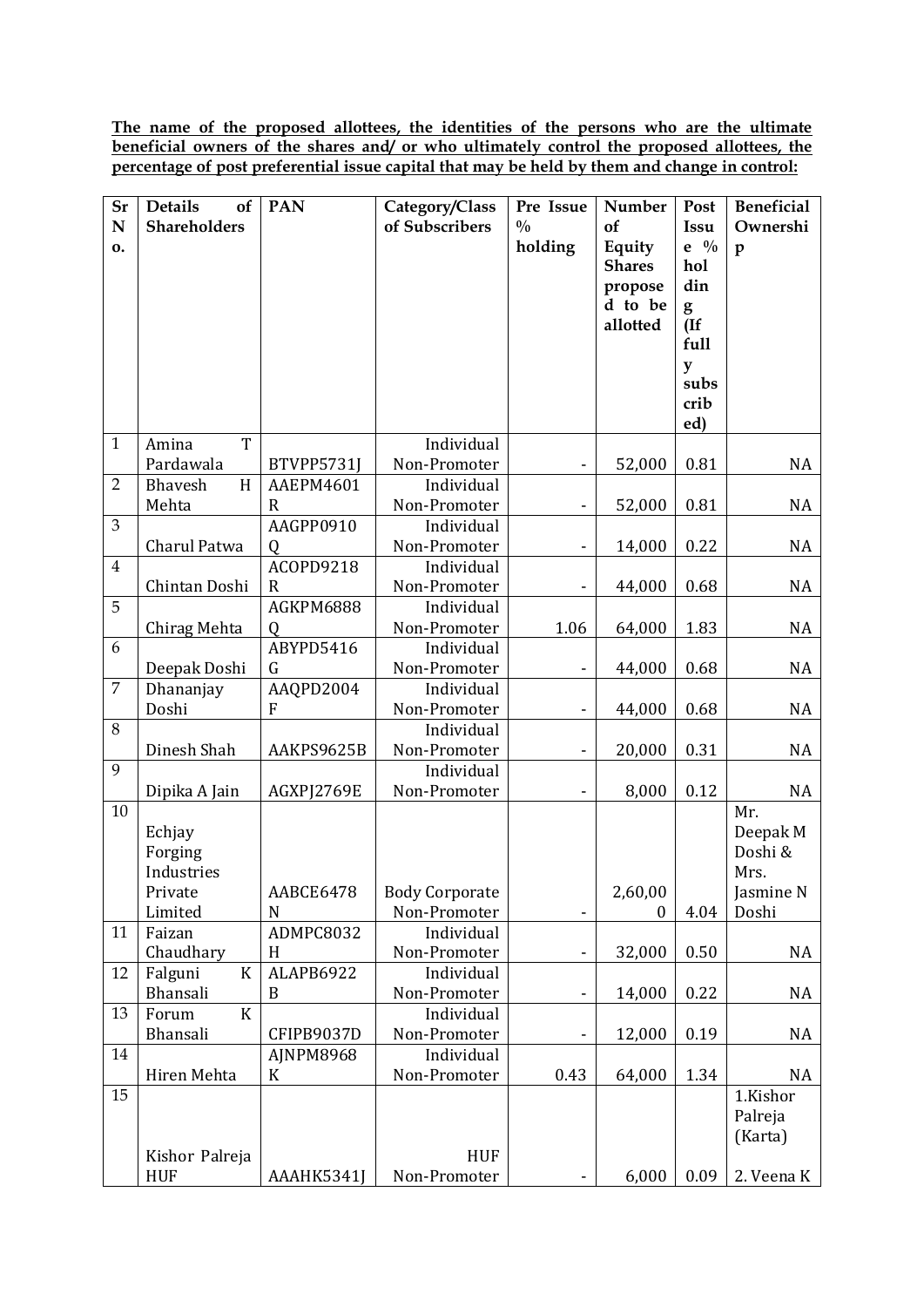**The name of the proposed allottees, the identities of the persons who are the ultimate beneficial owners of the shares and/ or who ultimately control the proposed allottees, the percentage of post preferential issue capital that may be held by them and change in control:**

| Sr No. | Details of Shareholders | PAN | Category/Class of Subscribers | Pre Issue % holding | Number of Equity Shares proposed to be allotted | Post Issue % holding (If fully subscribed) | Beneficial Ownership |
|---|---|---|---|---|---|---|---|
| 1 | Amina T Pardawala | BTVPP5731J | Individual Non-Promoter | - | 52,000 | 0.81 | NA |
| 2 | Bhavesh H Mehta | AAEPM4601R | Individual Non-Promoter | - | 52,000 | 0.81 | NA |
| 3 | Charul Patwa | AAGPP0910Q | Individual Non-Promoter | - | 14,000 | 0.22 | NA |
| 4 | Chintan Doshi | ACOPD9218R | Individual Non-Promoter | - | 44,000 | 0.68 | NA |
| 5 | Chirag Mehta | AGKPM6888Q | Individual Non-Promoter | 1.06 | 64,000 | 1.83 | NA |
| 6 | Deepak Doshi | ABYPD5416G | Individual Non-Promoter | - | 44,000 | 0.68 | NA |
| 7 | Dhananjay Doshi | AAQPD2004F | Individual Non-Promoter | - | 44,000 | 0.68 | NA |
| 8 | Dinesh Shah | AAKPS9625B | Individual Non-Promoter | - | 20,000 | 0.31 | NA |
| 9 | Dipika A Jain | AGXPJ2769E | Individual Non-Promoter | - | 8,000 | 0.12 | NA |
| 10 | Echjay Forging Industries Private Limited | AABCE6478N | Body Corporate Non-Promoter | - | 2,60,000 | 4.04 | Mr. Deepak M Doshi & Mrs. Jasmine N Doshi |
| 11 | Faizan Chaudhary | ADMPC8032H | Individual Non-Promoter | - | 32,000 | 0.50 | NA |
| 12 | Falguni K Bhansali | ALAPB6922B | Individual Non-Promoter | - | 14,000 | 0.22 | NA |
| 13 | Forum K Bhansali | CFIPB9037D | Individual Non-Promoter | - | 12,000 | 0.19 | NA |
| 14 | Hiren Mehta | AJNPM8968K | Individual Non-Promoter | 0.43 | 64,000 | 1.34 | NA |
| 15 | Kishor Palreja HUF | AAAHK5341J | HUF Non-Promoter | - | 6,000 | 0.09 | 1.Kishor Palreja (Karta) 2. Veena K |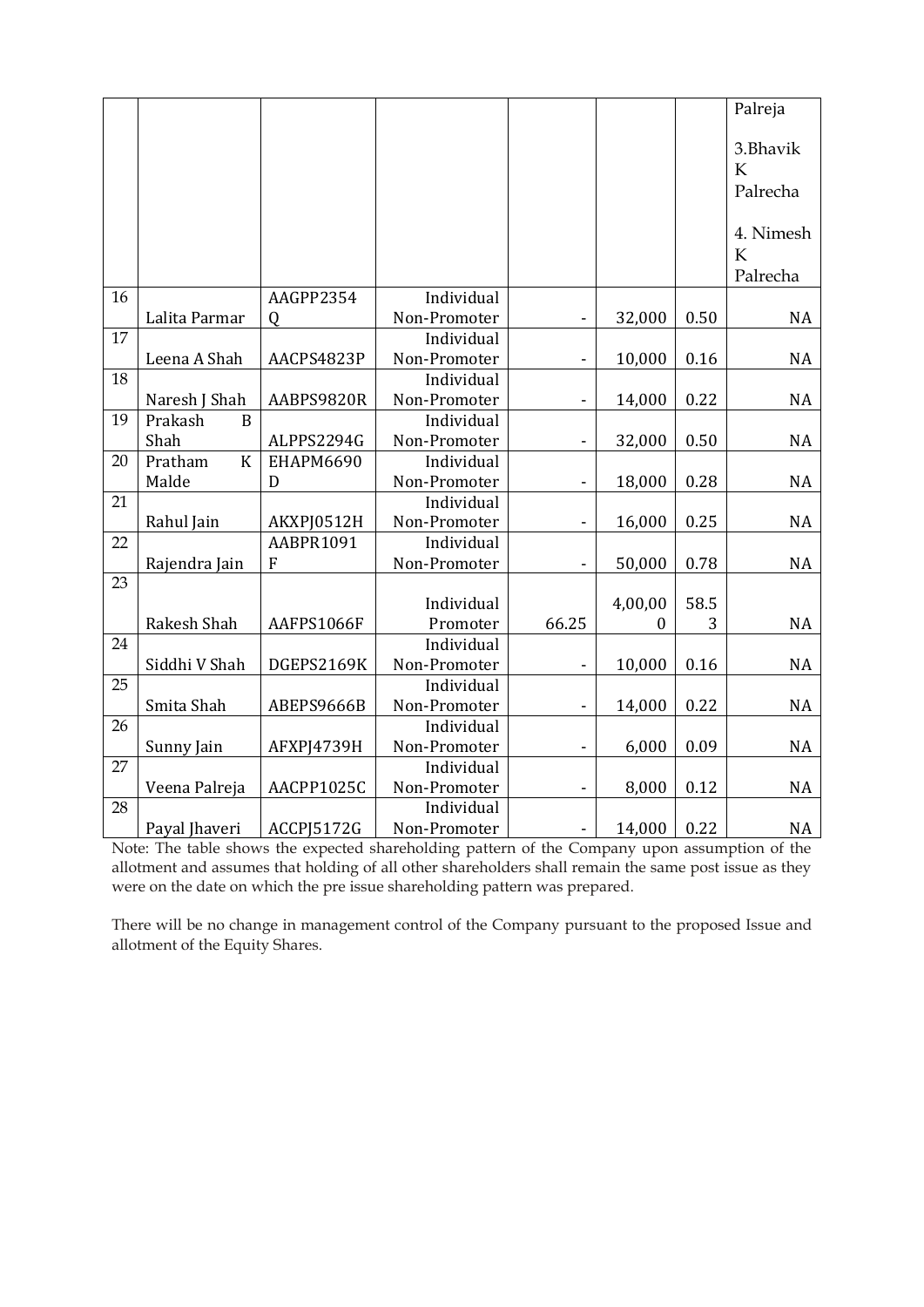| | | | | | | | Palreja<br><br>3.Bhavik K Palrecha<br><br>4. Nimesh K Palrecha |
|---|---|---|---|---|---|---|---|
| 16 | Lalita Parmar | AAGPP2354Q | Individual Non-Promoter | - | 32,000 | 0.50 | NA |
| 17 | Leena A Shah | AACPS4823P | Individual Non-Promoter | - | 10,000 | 0.16 | NA |
| 18 | Naresh J Shah | AABPS9820R | Individual Non-Promoter | - | 14,000 | 0.22 | NA |
| 19 | Prakash B Shah | ALPPS2294G | Individual Non-Promoter | - | 32,000 | 0.50 | NA |
| 20 | Pratham K Malde | EHAPM6690D | Individual Non-Promoter | - | 18,000 | 0.28 | NA |
| 21 | Rahul Jain | AKXPJ0512H | Individual Non-Promoter | - | 16,000 | 0.25 | NA |
| 22 | Rajendra Jain | AABPR1091F | Individual Non-Promoter | - | 50,000 | 0.78 | NA |
| 23 | Rakesh Shah | AAFPS1066F | Individual Promoter | 66.25 | 4,00,000 | 58.53 | NA |
| 24 | Siddhi V Shah | DGEPS2169K | Individual Non-Promoter | - | 10,000 | 0.16 | NA |
| 25 | Smita Shah | ABEPS9666B | Individual Non-Promoter | - | 14,000 | 0.22 | NA |
| 26 | Sunny Jain | AFXPJ4739H | Individual Non-Promoter | - | 6,000 | 0.09 | NA |
| 27 | Veena Palreja | AACPP1025C | Individual Non-Promoter | - | 8,000 | 0.12 | NA |
| 28 | Payal Jhaveri | ACCPJ5172G | Individual Non-Promoter | - | 14,000 | 0.22 | NA |

Note: The table shows the expected shareholding pattern of the Company upon assumption of the allotment and assumes that holding of all other shareholders shall remain the same post issue as they were on the date on which the pre issue shareholding pattern was prepared.

There will be no change in management control of the Company pursuant to the proposed Issue and allotment of the Equity Shares.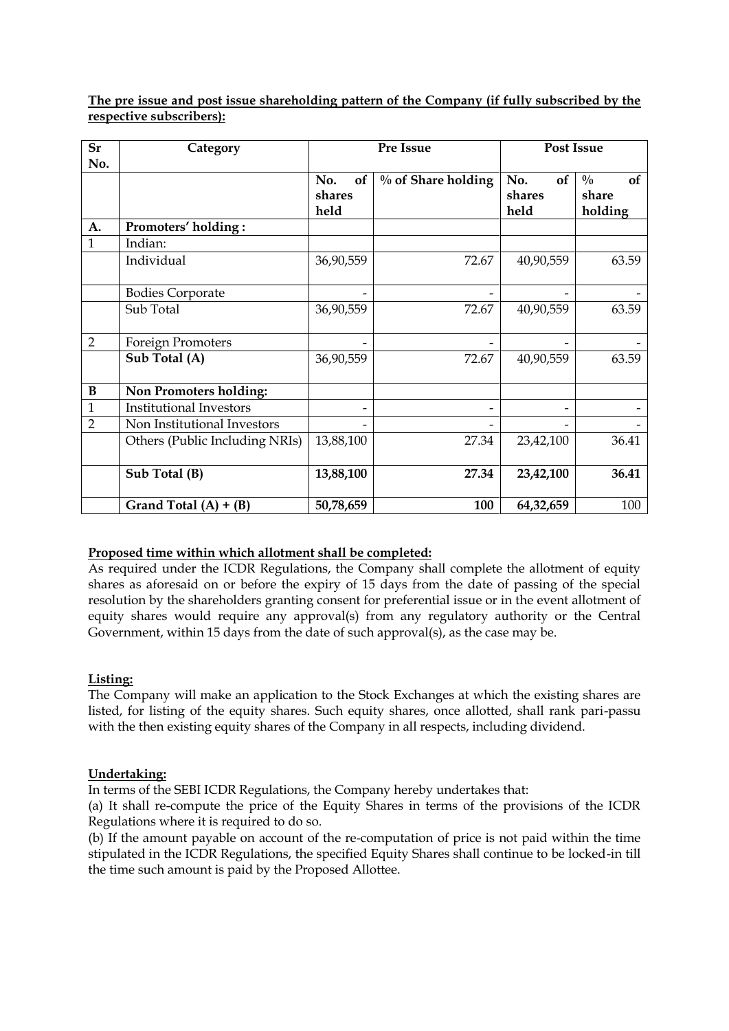**The pre issue and post issue shareholding pattern of the Company (if fully subscribed by the respective subscribers):**

| Sr No. | Category | Pre Issue | | Post Issue | |
|---|---|---|---|---|---|
| | | No. of shares held | % of Share holding | No. of shares held | % of share holding |
| **A.** | **Promoters' holding :** | | | | |
| 1 | Indian: | | | | |
| | Individual | 36,90,559 | 72.67 | 40,90,559 | 63.59 |
| | Bodies Corporate | - | - | - | - |
| | Sub Total | 36,90,559 | 72.67 | 40,90,559 | 63.59 |
| 2 | Foreign Promoters | - | - | - | - |
| | **Sub Total (A)** | 36,90,559 | 72.67 | 40,90,559 | 63.59 |
| **B** | **Non Promoters holding:** | | | | |
| 1 | Institutional Investors | - | - | - | - |
| 2 | Non Institutional Investors | - | - | - | - |
| | Others (Public Including NRIs) | 13,88,100 | 27.34 | 23,42,100 | 36.41 |
| | **Sub Total (B)** | **13,88,100** | **27.34** | **23,42,100** | **36.41** |
| | **Grand Total (A) + (B)** | **50,78,659** | **100** | **64,32,659** | 100 |

**Proposed time within which allotment shall be completed:**

As required under the ICDR Regulations, the Company shall complete the allotment of equity shares as aforesaid on or before the expiry of 15 days from the date of passing of the special resolution by the shareholders granting consent for preferential issue or in the event allotment of equity shares would require any approval(s) from any regulatory authority or the Central Government, within 15 days from the date of such approval(s), as the case may be.

**Listing:**

The Company will make an application to the Stock Exchanges at which the existing shares are listed, for listing of the equity shares. Such equity shares, once allotted, shall rank pari-passu with the then existing equity shares of the Company in all respects, including dividend.

**Undertaking:**

In terms of the SEBI ICDR Regulations, the Company hereby undertakes that:

(a) It shall re-compute the price of the Equity Shares in terms of the provisions of the ICDR Regulations where it is required to do so.

(b) If the amount payable on account of the re-computation of price is not paid within the time stipulated in the ICDR Regulations, the specified Equity Shares shall continue to be locked-in till the time such amount is paid by the Proposed Allottee.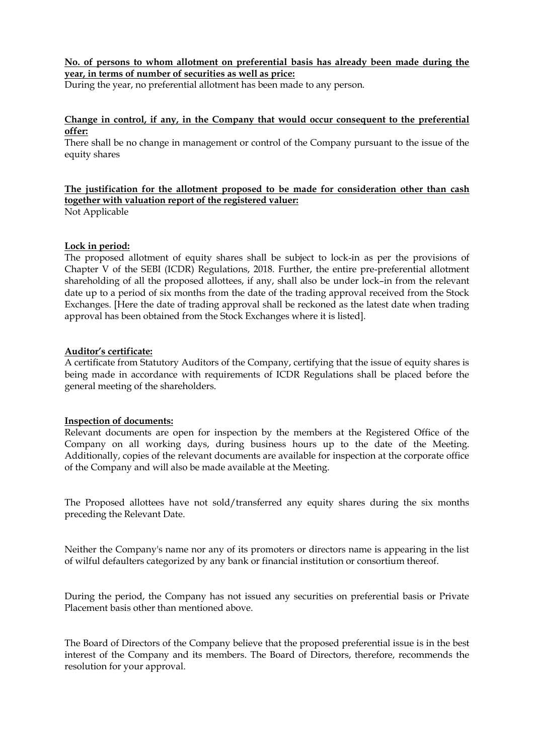**No. of persons to whom allotment on preferential basis has already been made during the year, in terms of number of securities as well as price:**

During the year, no preferential allotment has been made to any person.

**Change in control, if any, in the Company that would occur consequent to the preferential offer:**

There shall be no change in management or control of the Company pursuant to the issue of the equity shares

**The justification for the allotment proposed to be made for consideration other than cash together with valuation report of the registered valuer:**

Not Applicable

**Lock in period:**

The proposed allotment of equity shares shall be subject to lock-in as per the provisions of Chapter V of the SEBI (ICDR) Regulations, 2018. Further, the entire pre-preferential allotment shareholding of all the proposed allottees, if any, shall also be under lock–in from the relevant date up to a period of six months from the date of the trading approval received from the Stock Exchanges. [Here the date of trading approval shall be reckoned as the latest date when trading approval has been obtained from the Stock Exchanges where it is listed].

**Auditor's certificate:**

A certificate from Statutory Auditors of the Company, certifying that the issue of equity shares is being made in accordance with requirements of ICDR Regulations shall be placed before the general meeting of the shareholders.

**Inspection of documents:**

Relevant documents are open for inspection by the members at the Registered Office of the Company on all working days, during business hours up to the date of the Meeting. Additionally, copies of the relevant documents are available for inspection at the corporate office of the Company and will also be made available at the Meeting.

The Proposed allottees have not sold/transferred any equity shares during the six months preceding the Relevant Date.

Neither the Company's name nor any of its promoters or directors name is appearing in the list of wilful defaulters categorized by any bank or financial institution or consortium thereof.

During the period, the Company has not issued any securities on preferential basis or Private Placement basis other than mentioned above.

The Board of Directors of the Company believe that the proposed preferential issue is in the best interest of the Company and its members. The Board of Directors, therefore, recommends the resolution for your approval.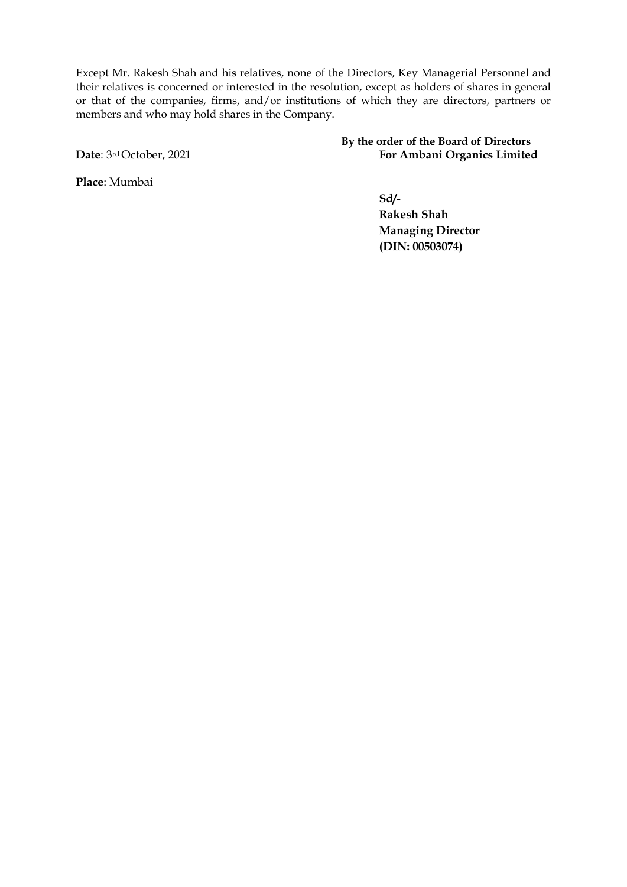Except Mr. Rakesh Shah and his relatives, none of the Directors, Key Managerial Personnel and their relatives is concerned or interested in the resolution, except as holders of shares in general or that of the companies, firms, and/or institutions of which they are directors, partners or members and who may hold shares in the Company.

**By the order of the Board of Directors**
**For Ambani Organics Limited**

**Date**: 3rd October, 2021

**Place**: Mumbai

**Sd/-**
**Rakesh Shah**
**Managing Director**
**(DIN: 00503074)**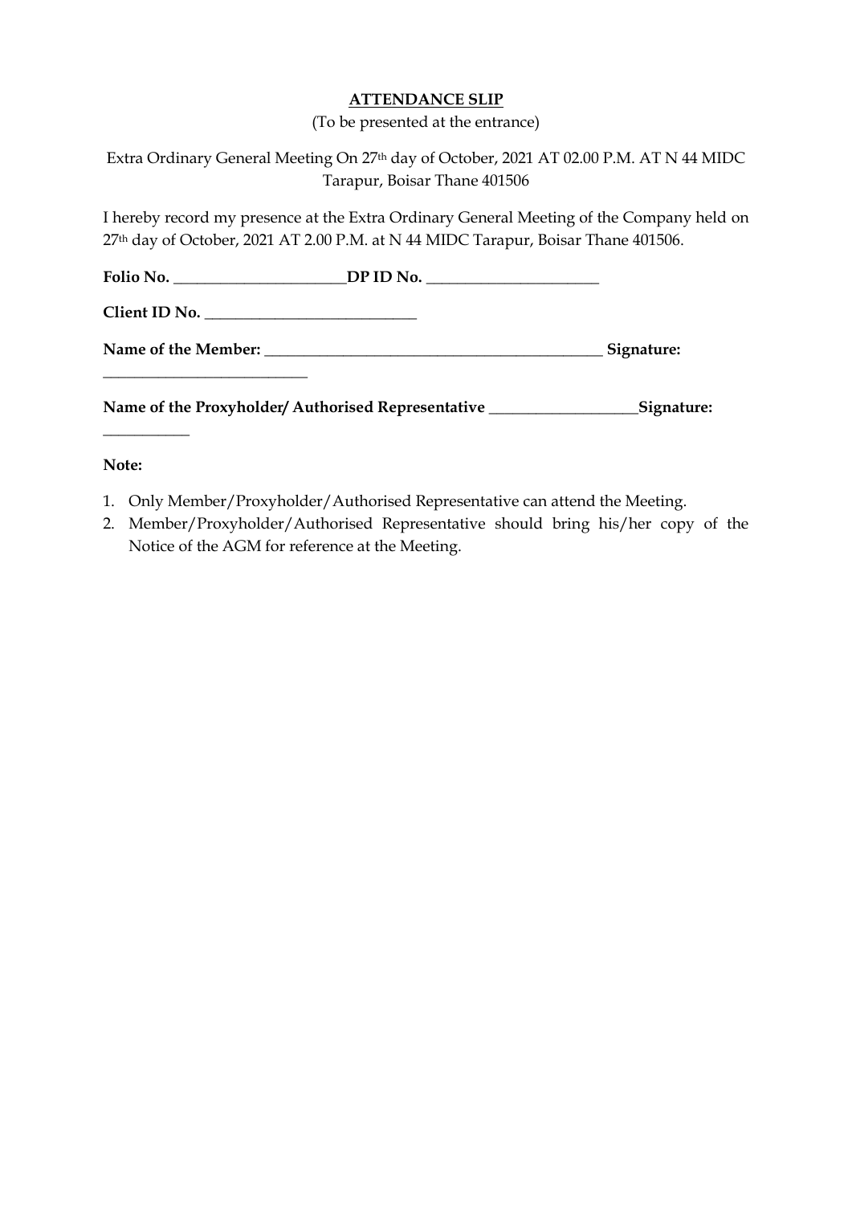**ATTENDANCE SLIP**

(To be presented at the entrance)

Extra Ordinary General Meeting On 27th day of October, 2021 AT 02.00 P.M. AT N 44 MIDC Tarapur, Boisar Thane 401506

I hereby record my presence at the Extra Ordinary General Meeting of the Company held on 27th day of October, 2021 AT 2.00 P.M. at N 44 MIDC Tarapur, Boisar Thane 401506.

**Folio No.** ______________________**DP ID No.** ______________________

**Client ID No.** ___________________________

**Name of the Member:** ____________________________________________ **Signature:** __________________________

**Name of the Proxyholder/ Authorised Representative** ___________________**Signature:** ___________

**Note:**

1. Only Member/Proxyholder/Authorised Representative can attend the Meeting.
2. Member/Proxyholder/Authorised Representative should bring his/her copy of the Notice of the AGM for reference at the Meeting.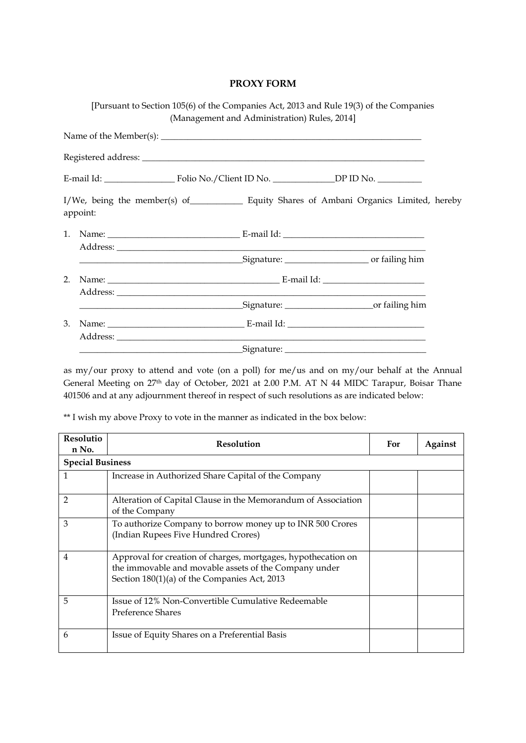# PROXY FORM

[Pursuant to Section 105(6) of the Companies Act, 2013 and Rule 19(3) of the Companies (Management and Administration) Rules, 2014]

Name of the Member(s): ___________________________________________________________

Registered address: ______________________________________________________________

E-mail Id: ________________ Folio No./Client ID No. ______________DP ID No. __________

I/We, being the member(s) of____________ Equity Shares of Ambani Organics Limited, hereby appoint:

1. Name: ______________________________ E-mail Id: ________________________________
   Address: ________________________________________________________________________
   _____________________________________Signature: ___________________ or failing him

2. Name: _______________________________________ E-mail Id: _______________________
   Address: ________________________________________________________________________
   _____________________________________Signature: ____________________or failing him

3. Name: _______________________________ E-mail Id: _______________________________
   Address: ________________________________________________________________________
   _____________________________________Signature: ________________________________

as my/our proxy to attend and vote (on a poll) for me/us and on my/our behalf at the Annual General Meeting on 27th day of October, 2021 at 2.00 P.M. AT N 44 MIDC Tarapur, Boisar Thane 401506 and at any adjournment thereof in respect of such resolutions as are indicated below:

** I wish my above Proxy to vote in the manner as indicated in the box below:

| Resolution No. | Resolution | For | Against |
|---|---|---|---|
| **Special Business** | | | |
| 1 | Increase in Authorized Share Capital of the Company | | |
| 2 | Alteration of Capital Clause in the Memorandum of Association of the Company | | |
| 3 | To authorize Company to borrow money up to INR 500 Crores (Indian Rupees Five Hundred Crores) | | |
| 4 | Approval for creation of charges, mortgages, hypothecation on the immovable and movable assets of the Company under Section 180(1)(a) of the Companies Act, 2013 | | |
| 5 | Issue of 12% Non-Convertible Cumulative Redeemable Preference Shares | | |
| 6 | Issue of Equity Shares on a Preferential Basis | | |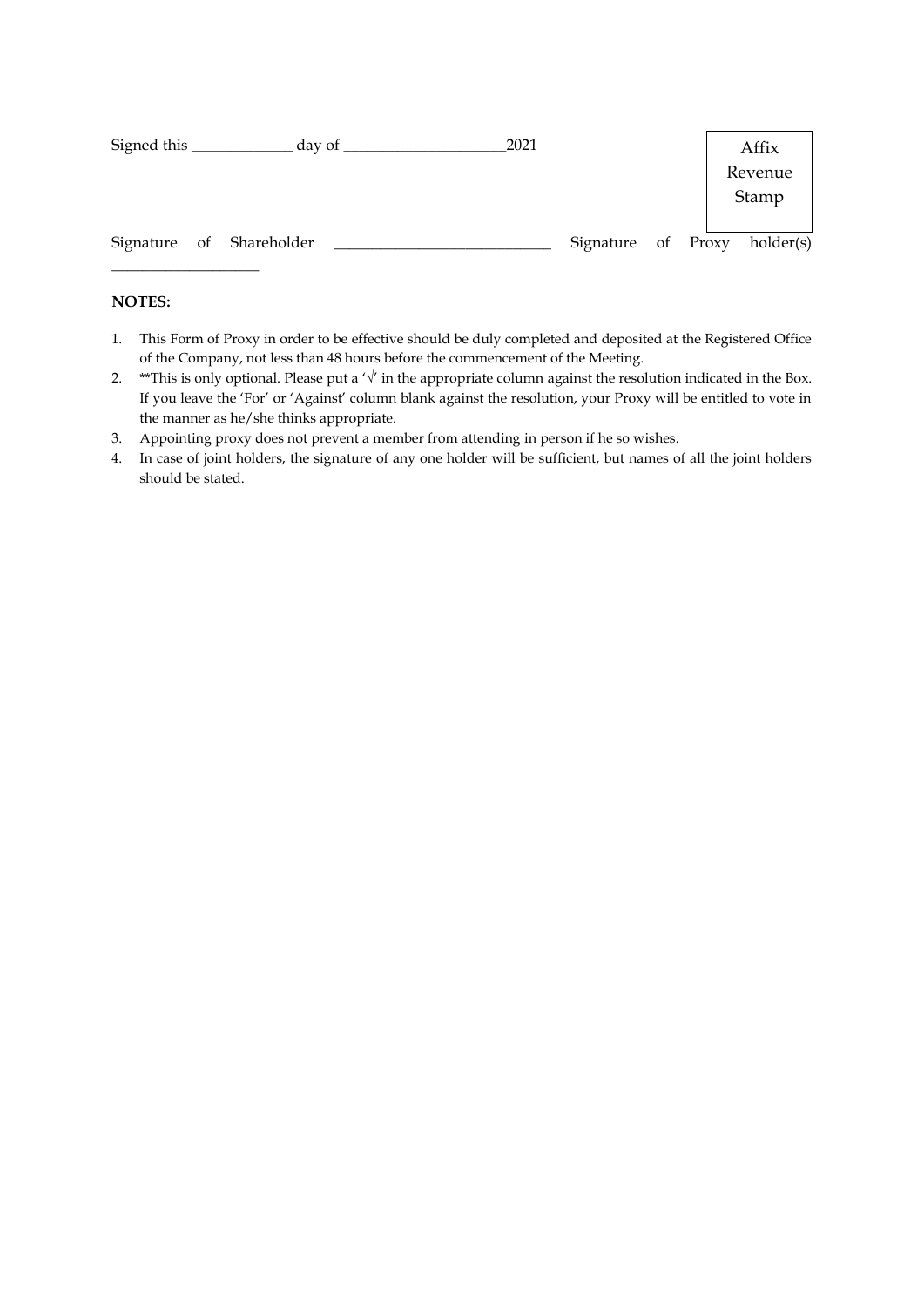Signed this _____________ day of _____________________2021

Affix Revenue Stamp

Signature of Shareholder ____________________________ Signature of Proxy holder(s) ___________________

**NOTES:**

1. This Form of Proxy in order to be effective should be duly completed and deposited at the Registered Office of the Company, not less than 48 hours before the commencement of the Meeting.
2. **This is only optional. Please put a '√' in the appropriate column against the resolution indicated in the Box. If you leave the 'For' or 'Against' column blank against the resolution, your Proxy will be entitled to vote in the manner as he/she thinks appropriate.
3. Appointing proxy does not prevent a member from attending in person if he so wishes.
4. In case of joint holders, the signature of any one holder will be sufficient, but names of all the joint holders should be stated.